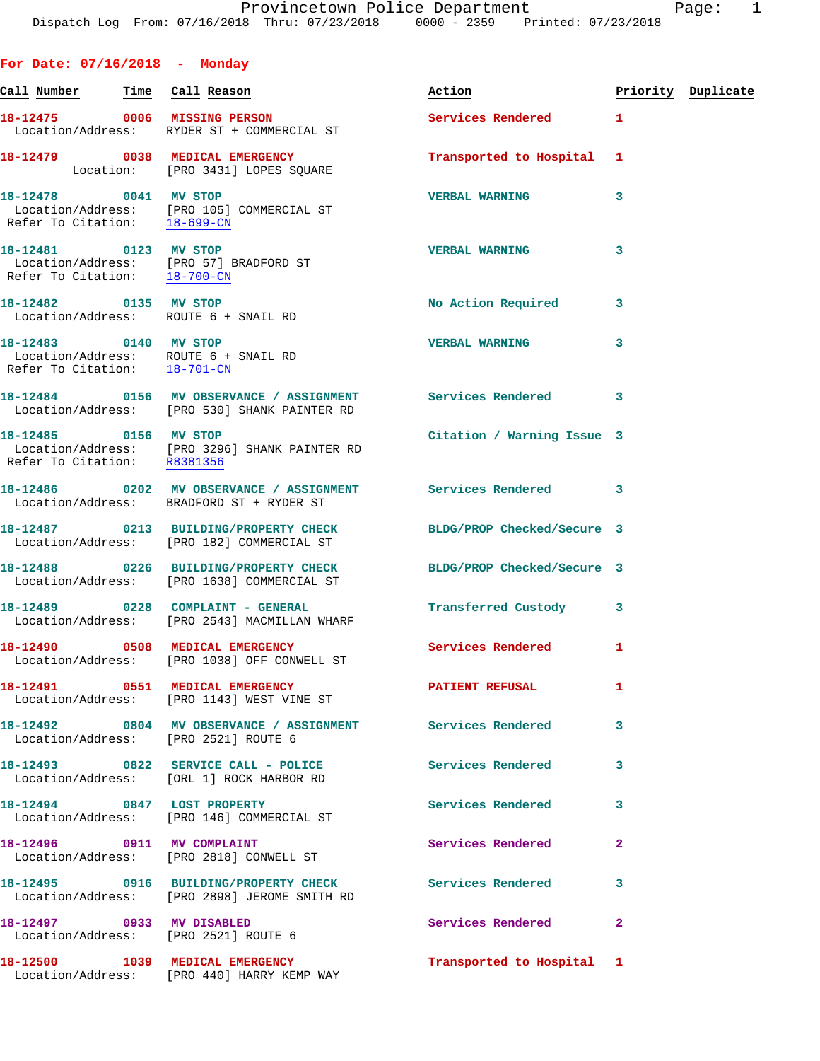Provincetown Police Department
Dispatch Log From: 07/16/2018 Thru: 07/23/2018 0000 - 2359 Printed: 07/23/2018

## For Date: 07/16/2018 - Monday

| Call Number | Time | Call Reason | Action | Priority | Duplicate |
|---|---|---|---|---|---|
| 18-12475 | 0006 | MISSING PERSON<br>Location/Address: RYDER ST + COMMERCIAL ST | Services Rendered | 1 | |
| 18-12479 | 0038 | MEDICAL EMERGENCY<br>Location: [PRO 3431] LOPES SQUARE | Transported to Hospital | 1 | |
| 18-12478 | 0041 | MV STOP<br>Location/Address: [PRO 105] COMMERCIAL ST<br>Refer To Citation: 18-699-CN | VERBAL WARNING | 3 | |
| 18-12481 | 0123 | MV STOP<br>Location/Address: [PRO 57] BRADFORD ST<br>Refer To Citation: 18-700-CN | VERBAL WARNING | 3 | |
| 18-12482 | 0135 | MV STOP<br>Location/Address: ROUTE 6 + SNAIL RD | No Action Required | 3 | |
| 18-12483 | 0140 | MV STOP<br>Location/Address: ROUTE 6 + SNAIL RD<br>Refer To Citation: 18-701-CN | VERBAL WARNING | 3 | |
| 18-12484 | 0156 | MV OBSERVANCE / ASSIGNMENT<br>Location/Address: [PRO 530] SHANK PAINTER RD | Services Rendered | 3 | |
| 18-12485 | 0156 | MV STOP<br>Location/Address: [PRO 3296] SHANK PAINTER RD<br>Refer To Citation: R8381356 | Citation / Warning Issue | 3 | |
| 18-12486 | 0202 | MV OBSERVANCE / ASSIGNMENT<br>Location/Address: BRADFORD ST + RYDER ST | Services Rendered | 3 | |
| 18-12487 | 0213 | BUILDING/PROPERTY CHECK<br>Location/Address: [PRO 182] COMMERCIAL ST | BLDG/PROP Checked/Secure | 3 | |
| 18-12488 | 0226 | BUILDING/PROPERTY CHECK<br>Location/Address: [PRO 1638] COMMERCIAL ST | BLDG/PROP Checked/Secure | 3 | |
| 18-12489 | 0228 | COMPLAINT - GENERAL<br>Location/Address: [PRO 2543] MACMILLAN WHARF | Transferred Custody | 3 | |
| 18-12490 | 0508 | MEDICAL EMERGENCY<br>Location/Address: [PRO 1038] OFF CONWELL ST | Services Rendered | 1 | |
| 18-12491 | 0551 | MEDICAL EMERGENCY<br>Location/Address: [PRO 1143] WEST VINE ST | PATIENT REFUSAL | 1 | |
| 18-12492 | 0804 | MV OBSERVANCE / ASSIGNMENT<br>Location/Address: [PRO 2521] ROUTE 6 | Services Rendered | 3 | |
| 18-12493 | 0822 | SERVICE CALL - POLICE<br>Location/Address: [ORL 1] ROCK HARBOR RD | Services Rendered | 3 | |
| 18-12494 | 0847 | LOST PROPERTY<br>Location/Address: [PRO 146] COMMERCIAL ST | Services Rendered | 3 | |
| 18-12496 | 0911 | MV COMPLAINT<br>Location/Address: [PRO 2818] CONWELL ST | Services Rendered | 2 | |
| 18-12495 | 0916 | BUILDING/PROPERTY CHECK<br>Location/Address: [PRO 2898] JEROME SMITH RD | Services Rendered | 3 | |
| 18-12497 | 0933 | MV DISABLED<br>Location/Address: [PRO 2521] ROUTE 6 | Services Rendered | 2 | |
| 18-12500 | 1039 | MEDICAL EMERGENCY<br>Location/Address: [PRO 440] HARRY KEMP WAY | Transported to Hospital | 1 | |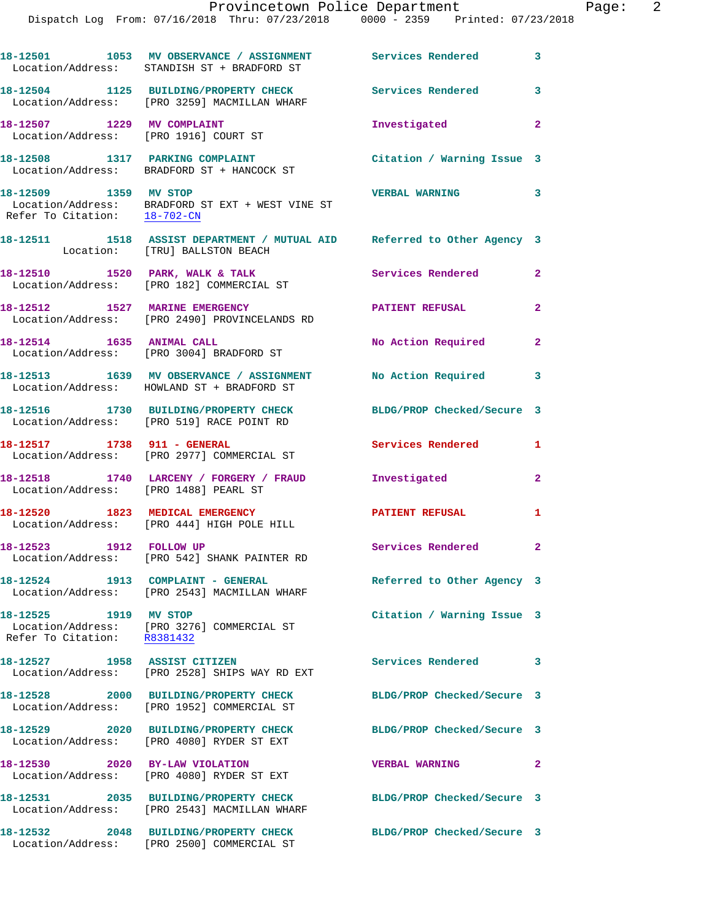| Call Number | Time | Call Reason | Action | Priority |
|---|---|---|---|---|
| 18-12501 | 1053 | MV OBSERVANCE / ASSIGNMENT | Services Rendered | 3 |
| Location/Address: STANDISH ST + BRADFORD ST | | | | |
| 18-12504 | 1125 | BUILDING/PROPERTY CHECK | Services Rendered | 3 |
| Location/Address: [PRO 3259] MACMILLAN WHARF | | | | |
| 18-12507 | 1229 | MV COMPLAINT | Investigated | 2 |
| Location/Address: [PRO 1916] COURT ST | | | | |
| 18-12508 | 1317 | PARKING COMPLAINT | Citation / Warning Issue | 3 |
| Location/Address: BRADFORD ST + HANCOCK ST | | | | |
| 18-12509 | 1359 | MV STOP | VERBAL WARNING | 3 |
| Location/Address: BRADFORD ST EXT + WEST VINE ST | | | | |
| Refer To Citation: 18-702-CN | | | | |
| 18-12511 | 1518 | ASSIST DEPARTMENT / MUTUAL AID | Referred to Other Agency | 3 |
| Location: [TRU] BALLSTON BEACH | | | | |
| 18-12510 | 1520 | PARK, WALK & TALK | Services Rendered | 2 |
| Location/Address: [PRO 182] COMMERCIAL ST | | | | |
| 18-12512 | 1527 | MARINE EMERGENCY | PATIENT REFUSAL | 2 |
| Location/Address: [PRO 2490] PROVINCELANDS RD | | | | |
| 18-12514 | 1635 | ANIMAL CALL | No Action Required | 2 |
| Location/Address: [PRO 3004] BRADFORD ST | | | | |
| 18-12513 | 1639 | MV OBSERVANCE / ASSIGNMENT | No Action Required | 3 |
| Location/Address: HOWLAND ST + BRADFORD ST | | | | |
| 18-12516 | 1730 | BUILDING/PROPERTY CHECK | BLDG/PROP Checked/Secure | 3 |
| Location/Address: [PRO 519] RACE POINT RD | | | | |
| 18-12517 | 1738 | 911 - GENERAL | Services Rendered | 1 |
| Location/Address: [PRO 2977] COMMERCIAL ST | | | | |
| 18-12518 | 1740 | LARCENY / FORGERY / FRAUD | Investigated | 2 |
| Location/Address: [PRO 1488] PEARL ST | | | | |
| 18-12520 | 1823 | MEDICAL EMERGENCY | PATIENT REFUSAL | 1 |
| Location/Address: [PRO 444] HIGH POLE HILL | | | | |
| 18-12523 | 1912 | FOLLOW UP | Services Rendered | 2 |
| Location/Address: [PRO 542] SHANK PAINTER RD | | | | |
| 18-12524 | 1913 | COMPLAINT - GENERAL | Referred to Other Agency | 3 |
| Location/Address: [PRO 2543] MACMILLAN WHARF | | | | |
| 18-12525 | 1919 | MV STOP | Citation / Warning Issue | 3 |
| Location/Address: [PRO 3276] COMMERCIAL ST | | | | |
| Refer To Citation: R8381432 | | | | |
| 18-12527 | 1958 | ASSIST CITIZEN | Services Rendered | 3 |
| Location/Address: [PRO 2528] SHIPS WAY RD EXT | | | | |
| 18-12528 | 2000 | BUILDING/PROPERTY CHECK | BLDG/PROP Checked/Secure | 3 |
| Location/Address: [PRO 1952] COMMERCIAL ST | | | | |
| 18-12529 | 2020 | BUILDING/PROPERTY CHECK | BLDG/PROP Checked/Secure | 3 |
| Location/Address: [PRO 4080] RYDER ST EXT | | | | |
| 18-12530 | 2020 | BY-LAW VIOLATION | VERBAL WARNING | 2 |
| Location/Address: [PRO 4080] RYDER ST EXT | | | | |
| 18-12531 | 2035 | BUILDING/PROPERTY CHECK | BLDG/PROP Checked/Secure | 3 |
| Location/Address: [PRO 2543] MACMILLAN WHARF | | | | |
| 18-12532 | 2048 | BUILDING/PROPERTY CHECK | BLDG/PROP Checked/Secure | 3 |
| Location/Address: [PRO 2500] COMMERCIAL ST | | | | |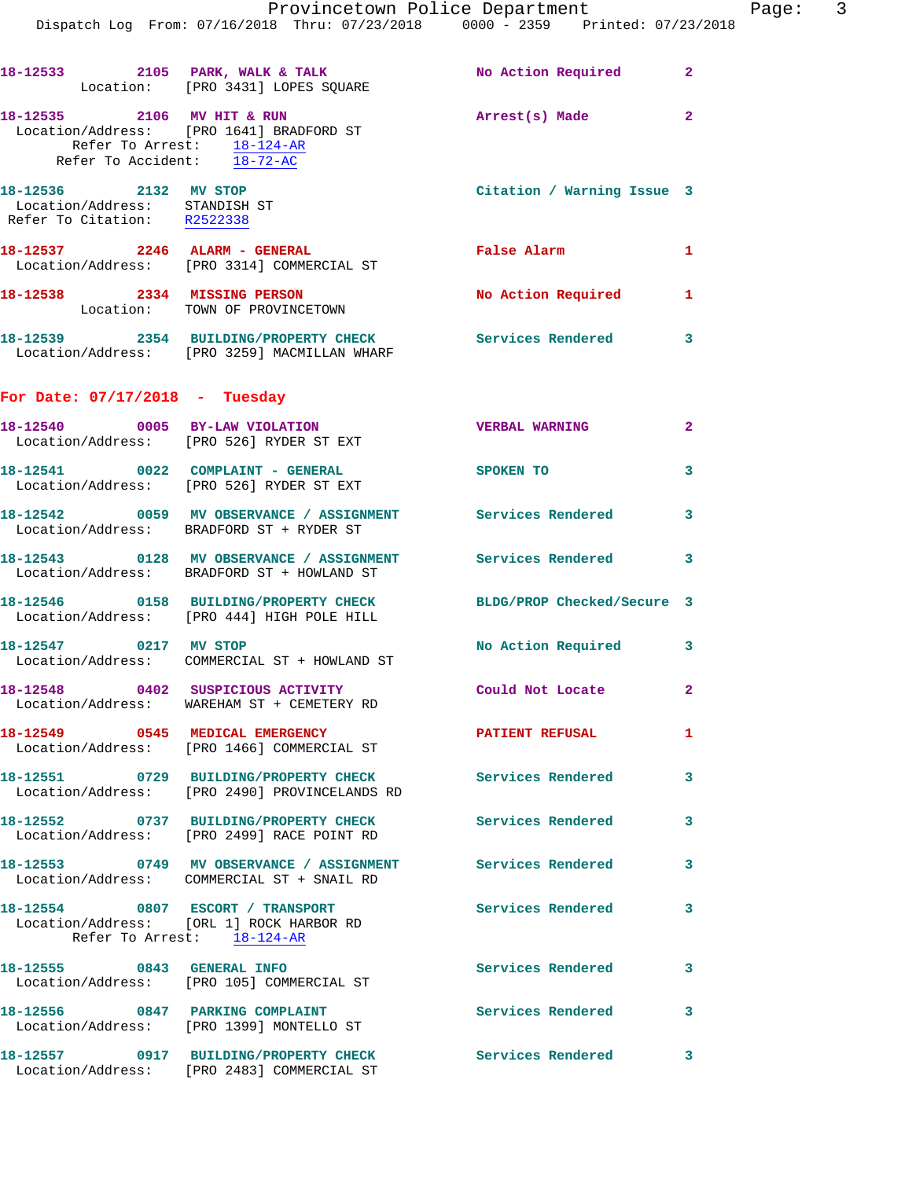18-12533 2105 PARK, WALK & TALK No Action Required 2
Location: [PRO 3431] LOPES SQUARE

18-12535 2106 MV HIT & RUN Arrest(s) Made 2
Location/Address: [PRO 1641] BRADFORD ST
Refer To Arrest: 18-124-AR
Refer To Accident: 18-72-AC

18-12536 2132 MV STOP Citation / Warning Issue 3
Location/Address: STANDISH ST
Refer To Citation: R2522338

18-12537 2246 ALARM - GENERAL False Alarm 1
Location/Address: [PRO 3314] COMMERCIAL ST

18-12538 2334 MISSING PERSON No Action Required 1
Location: TOWN OF PROVINCETOWN

18-12539 2354 BUILDING/PROPERTY CHECK Services Rendered 3
Location/Address: [PRO 3259] MACMILLAN WHARF

## For Date: 07/17/2018 - Tuesday

18-12540 0005 BY-LAW VIOLATION VERBAL WARNING 2
Location/Address: [PRO 526] RYDER ST EXT

18-12541 0022 COMPLAINT - GENERAL SPOKEN TO 3
Location/Address: [PRO 526] RYDER ST EXT

18-12542 0059 MV OBSERVANCE / ASSIGNMENT Services Rendered 3
Location/Address: BRADFORD ST + RYDER ST

18-12543 0128 MV OBSERVANCE / ASSIGNMENT Services Rendered 3
Location/Address: BRADFORD ST + HOWLAND ST

18-12546 0158 BUILDING/PROPERTY CHECK BLDG/PROP Checked/Secure 3
Location/Address: [PRO 444] HIGH POLE HILL

18-12547 0217 MV STOP No Action Required 3
Location/Address: COMMERCIAL ST + HOWLAND ST

18-12548 0402 SUSPICIOUS ACTIVITY Could Not Locate 2
Location/Address: WAREHAM ST + CEMETERY RD

18-12549 0545 MEDICAL EMERGENCY PATIENT REFUSAL 1
Location/Address: [PRO 1466] COMMERCIAL ST

18-12551 0729 BUILDING/PROPERTY CHECK Services Rendered 3
Location/Address: [PRO 2490] PROVINCELANDS RD

18-12552 0737 BUILDING/PROPERTY CHECK Services Rendered 3
Location/Address: [PRO 2499] RACE POINT RD

18-12553 0749 MV OBSERVANCE / ASSIGNMENT Services Rendered 3
Location/Address: COMMERCIAL ST + SNAIL RD

18-12554 0807 ESCORT / TRANSPORT Services Rendered 3
Location/Address: [ORL 1] ROCK HARBOR RD
Refer To Arrest: 18-124-AR

18-12555 0843 GENERAL INFO Services Rendered 3
Location/Address: [PRO 105] COMMERCIAL ST

18-12556 0847 PARKING COMPLAINT Services Rendered 3
Location/Address: [PRO 1399] MONTELLO ST

18-12557 0917 BUILDING/PROPERTY CHECK Services Rendered 3
Location/Address: [PRO 2483] COMMERCIAL ST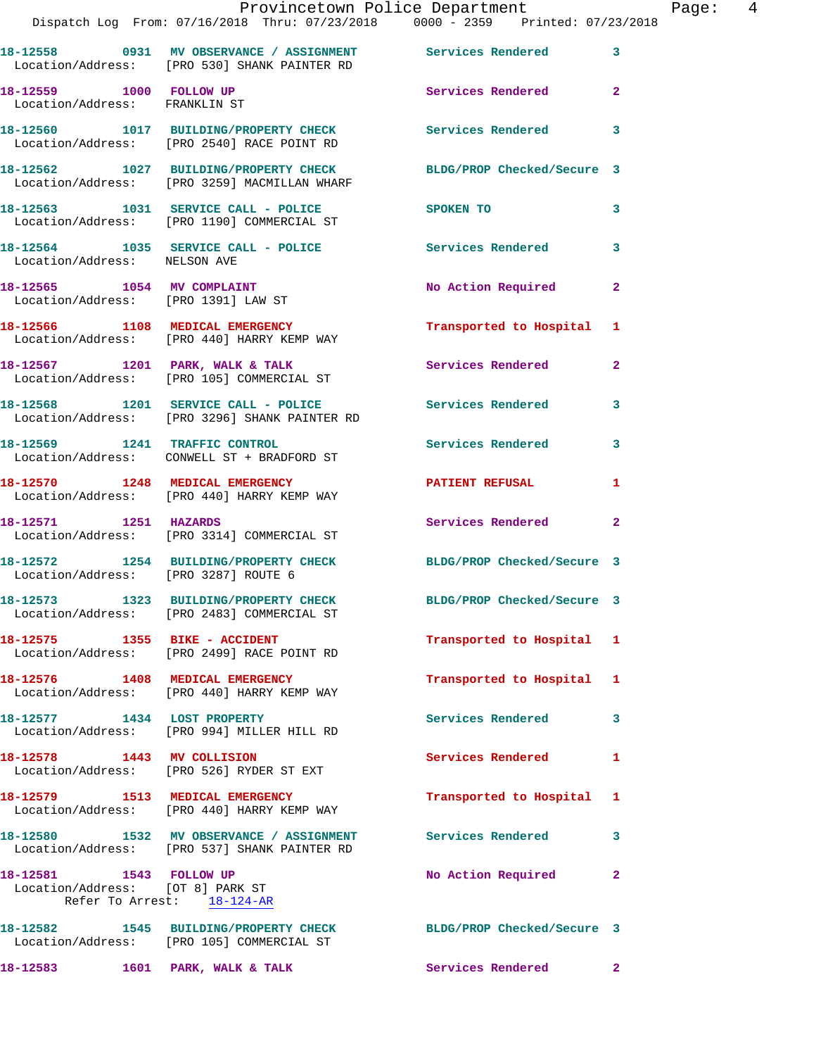18-12558 0931 MV OBSERVANCE / ASSIGNMENT Services Rendered 3
Location/Address: [PRO 530] SHANK PAINTER RD

18-12559 1000 FOLLOW UP Services Rendered 2
Location/Address: FRANKLIN ST

18-12560 1017 BUILDING/PROPERTY CHECK Services Rendered 3
Location/Address: [PRO 2540] RACE POINT RD

18-12562 1027 BUILDING/PROPERTY CHECK BLDG/PROP Checked/Secure 3
Location/Address: [PRO 3259] MACMILLAN WHARF

18-12563 1031 SERVICE CALL - POLICE SPOKEN TO 3
Location/Address: [PRO 1190] COMMERCIAL ST

18-12564 1035 SERVICE CALL - POLICE Services Rendered 3
Location/Address: NELSON AVE

18-12565 1054 MV COMPLAINT No Action Required 2
Location/Address: [PRO 1391] LAW ST

18-12566 1108 MEDICAL EMERGENCY Transported to Hospital 1
Location/Address: [PRO 440] HARRY KEMP WAY

18-12567 1201 PARK, WALK & TALK Services Rendered 2
Location/Address: [PRO 105] COMMERCIAL ST

18-12568 1201 SERVICE CALL - POLICE Services Rendered 3
Location/Address: [PRO 3296] SHANK PAINTER RD

18-12569 1241 TRAFFIC CONTROL Services Rendered 3
Location/Address: CONWELL ST + BRADFORD ST

18-12570 1248 MEDICAL EMERGENCY PATIENT REFUSAL 1
Location/Address: [PRO 440] HARRY KEMP WAY

18-12571 1251 HAZARDS Services Rendered 2
Location/Address: [PRO 3314] COMMERCIAL ST

18-12572 1254 BUILDING/PROPERTY CHECK BLDG/PROP Checked/Secure 3
Location/Address: [PRO 3287] ROUTE 6

18-12573 1323 BUILDING/PROPERTY CHECK BLDG/PROP Checked/Secure 3
Location/Address: [PRO 2483] COMMERCIAL ST

18-12575 1355 BIKE - ACCIDENT Transported to Hospital 1
Location/Address: [PRO 2499] RACE POINT RD

18-12576 1408 MEDICAL EMERGENCY Transported to Hospital 1
Location/Address: [PRO 440] HARRY KEMP WAY

18-12577 1434 LOST PROPERTY Services Rendered 3
Location/Address: [PRO 994] MILLER HILL RD

18-12578 1443 MV COLLISION Services Rendered 1
Location/Address: [PRO 526] RYDER ST EXT

18-12579 1513 MEDICAL EMERGENCY Transported to Hospital 1
Location/Address: [PRO 440] HARRY KEMP WAY

18-12580 1532 MV OBSERVANCE / ASSIGNMENT Services Rendered 3
Location/Address: [PRO 537] SHANK PAINTER RD

18-12581 1543 FOLLOW UP No Action Required 2
Location/Address: [OT 8] PARK ST
Refer To Arrest: 18-124-AR

18-12582 1545 BUILDING/PROPERTY CHECK BLDG/PROP Checked/Secure 3
Location/Address: [PRO 105] COMMERCIAL ST

18-12583 1601 PARK, WALK & TALK Services Rendered 2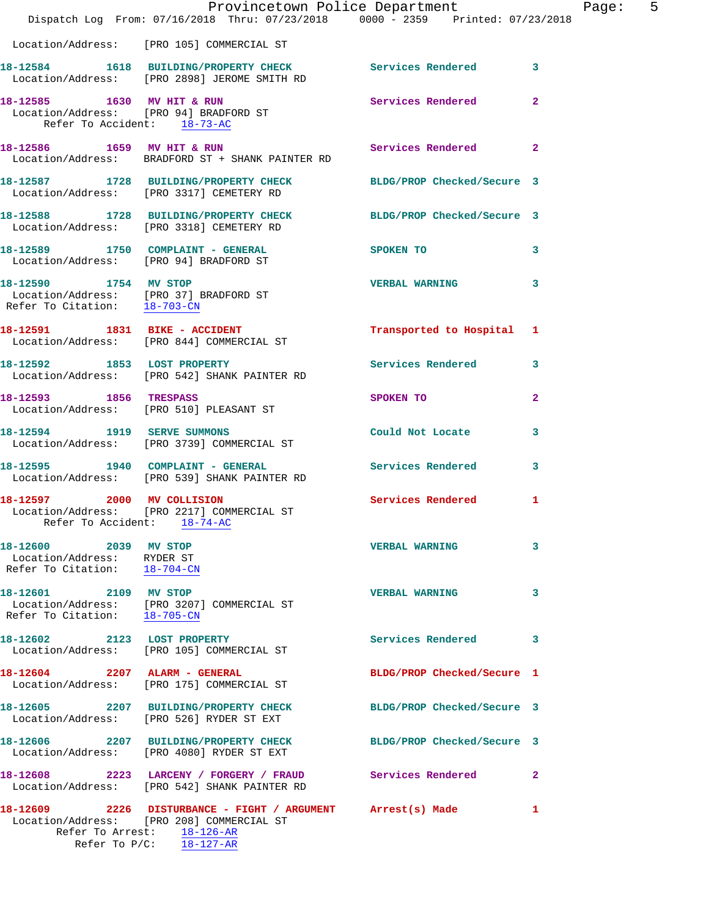Location/Address: [PRO 105] COMMERCIAL ST

**18-12584** 1618 **BUILDING/PROPERTY CHECK** Services Rendered 3
Location/Address: [PRO 2898] JEROME SMITH RD

**18-12585** 1630 **MV HIT & RUN** Services Rendered 2
Location/Address: [PRO 94] BRADFORD ST
Refer To Accident: 18-73-AC

**18-12586** 1659 **MV HIT & RUN** Services Rendered 2
Location/Address: BRADFORD ST + SHANK PAINTER RD

**18-12587** 1728 **BUILDING/PROPERTY CHECK** BLDG/PROP Checked/Secure 3
Location/Address: [PRO 3317] CEMETERY RD

**18-12588** 1728 **BUILDING/PROPERTY CHECK** BLDG/PROP Checked/Secure 3
Location/Address: [PRO 3318] CEMETERY RD

**18-12589** 1750 **COMPLAINT - GENERAL** SPOKEN TO 3
Location/Address: [PRO 94] BRADFORD ST

**18-12590** 1754 **MV STOP** VERBAL WARNING 3
Location/Address: [PRO 37] BRADFORD ST
Refer To Citation: 18-703-CN

**18-12591** 1831 **BIKE - ACCIDENT** Transported to Hospital 1
Location/Address: [PRO 844] COMMERCIAL ST

**18-12592** 1853 **LOST PROPERTY** Services Rendered 3
Location/Address: [PRO 542] SHANK PAINTER RD

**18-12593** 1856 **TRESPASS** SPOKEN TO 2
Location/Address: [PRO 510] PLEASANT ST

**18-12594** 1919 **SERVE SUMMONS** Could Not Locate 3
Location/Address: [PRO 3739] COMMERCIAL ST

**18-12595** 1940 **COMPLAINT - GENERAL** Services Rendered 3
Location/Address: [PRO 539] SHANK PAINTER RD

**18-12597** 2000 **MV COLLISION** Services Rendered 1
Location/Address: [PRO 2217] COMMERCIAL ST
Refer To Accident: 18-74-AC

**18-12600** 2039 **MV STOP** VERBAL WARNING 3
Location/Address: RYDER ST
Refer To Citation: 18-704-CN

**18-12601** 2109 **MV STOP** VERBAL WARNING 3
Location/Address: [PRO 3207] COMMERCIAL ST
Refer To Citation: 18-705-CN

**18-12602** 2123 **LOST PROPERTY** Services Rendered 3
Location/Address: [PRO 105] COMMERCIAL ST

**18-12604** 2207 **ALARM - GENERAL** BLDG/PROP Checked/Secure 1
Location/Address: [PRO 175] COMMERCIAL ST

**18-12605** 2207 **BUILDING/PROPERTY CHECK** BLDG/PROP Checked/Secure 3
Location/Address: [PRO 526] RYDER ST EXT

**18-12606** 2207 **BUILDING/PROPERTY CHECK** BLDG/PROP Checked/Secure 3
Location/Address: [PRO 4080] RYDER ST EXT

**18-12608** 2223 **LARCENY / FORGERY / FRAUD** Services Rendered 2
Location/Address: [PRO 542] SHANK PAINTER RD

**18-12609** 2226 **DISTURBANCE - FIGHT / ARGUMENT** Arrest(s) Made 1
Location/Address: [PRO 208] COMMERCIAL ST
Refer To Arrest: 18-126-AR
Refer To P/C: 18-127-AR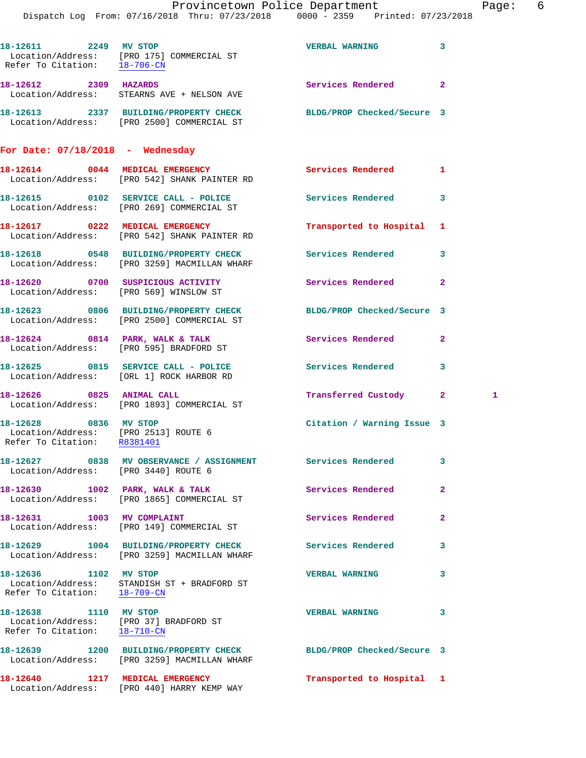```
18-12611        2249   MV STOP                              VERBAL WARNING           3
  Location/Address:    [PRO 175] COMMERCIAL ST
 Refer To Citation:    18-706-CN

18-12612        2309   HAZARDS                              Services Rendered        2
  Location/Address:    STEARNS AVE + NELSON AVE

18-12613        2337   BUILDING/PROPERTY CHECK              BLDG/PROP Checked/Secure 3
  Location/Address:    [PRO 2500] COMMERCIAL ST
```

**For Date: 07/18/2018 - Wednesday**

```
18-12614        0044   MEDICAL EMERGENCY                    Services Rendered        1
  Location/Address:    [PRO 542] SHANK PAINTER RD

18-12615        0102   SERVICE CALL - POLICE                Services Rendered        3
  Location/Address:    [PRO 269] COMMERCIAL ST

18-12617        0222   MEDICAL EMERGENCY                    Transported to Hospital  1
  Location/Address:    [PRO 542] SHANK PAINTER RD

18-12618        0548   BUILDING/PROPERTY CHECK              Services Rendered        3
  Location/Address:    [PRO 3259] MACMILLAN WHARF

18-12620        0700   SUSPICIOUS ACTIVITY                  Services Rendered        2
  Location/Address:    [PRO 569] WINSLOW ST

18-12623        0806   BUILDING/PROPERTY CHECK              BLDG/PROP Checked/Secure 3
  Location/Address:    [PRO 2500] COMMERCIAL ST

18-12624        0814   PARK, WALK & TALK                    Services Rendered        2
  Location/Address:    [PRO 595] BRADFORD ST

18-12625        0815   SERVICE CALL - POLICE                Services Rendered        3
  Location/Address:    [ORL 1] ROCK HARBOR RD

18-12626        0825   ANIMAL CALL                          Transferred Custody      2         1
  Location/Address:    [PRO 1893] COMMERCIAL ST

18-12628        0836   MV STOP                              Citation / Warning Issue 3
  Location/Address:    [PRO 2513] ROUTE 6
 Refer To Citation:    R8381401

18-12627        0838   MV OBSERVANCE / ASSIGNMENT           Services Rendered        3
  Location/Address:    [PRO 3440] ROUTE 6

18-12630        1002   PARK, WALK & TALK                    Services Rendered        2
  Location/Address:    [PRO 1865] COMMERCIAL ST

18-12631        1003   MV COMPLAINT                         Services Rendered        2
  Location/Address:    [PRO 149] COMMERCIAL ST

18-12629        1004   BUILDING/PROPERTY CHECK              Services Rendered        3
  Location/Address:    [PRO 3259] MACMILLAN WHARF

18-12636        1102   MV STOP                              VERBAL WARNING           3
  Location/Address:    STANDISH ST + BRADFORD ST
 Refer To Citation:    18-709-CN

18-12638        1110   MV STOP                              VERBAL WARNING           3
  Location/Address:    [PRO 37] BRADFORD ST
 Refer To Citation:    18-710-CN

18-12639        1200   BUILDING/PROPERTY CHECK              BLDG/PROP Checked/Secure 3
  Location/Address:    [PRO 3259] MACMILLAN WHARF

18-12640        1217   MEDICAL EMERGENCY                    Transported to Hospital  1
  Location/Address:    [PRO 440] HARRY KEMP WAY
```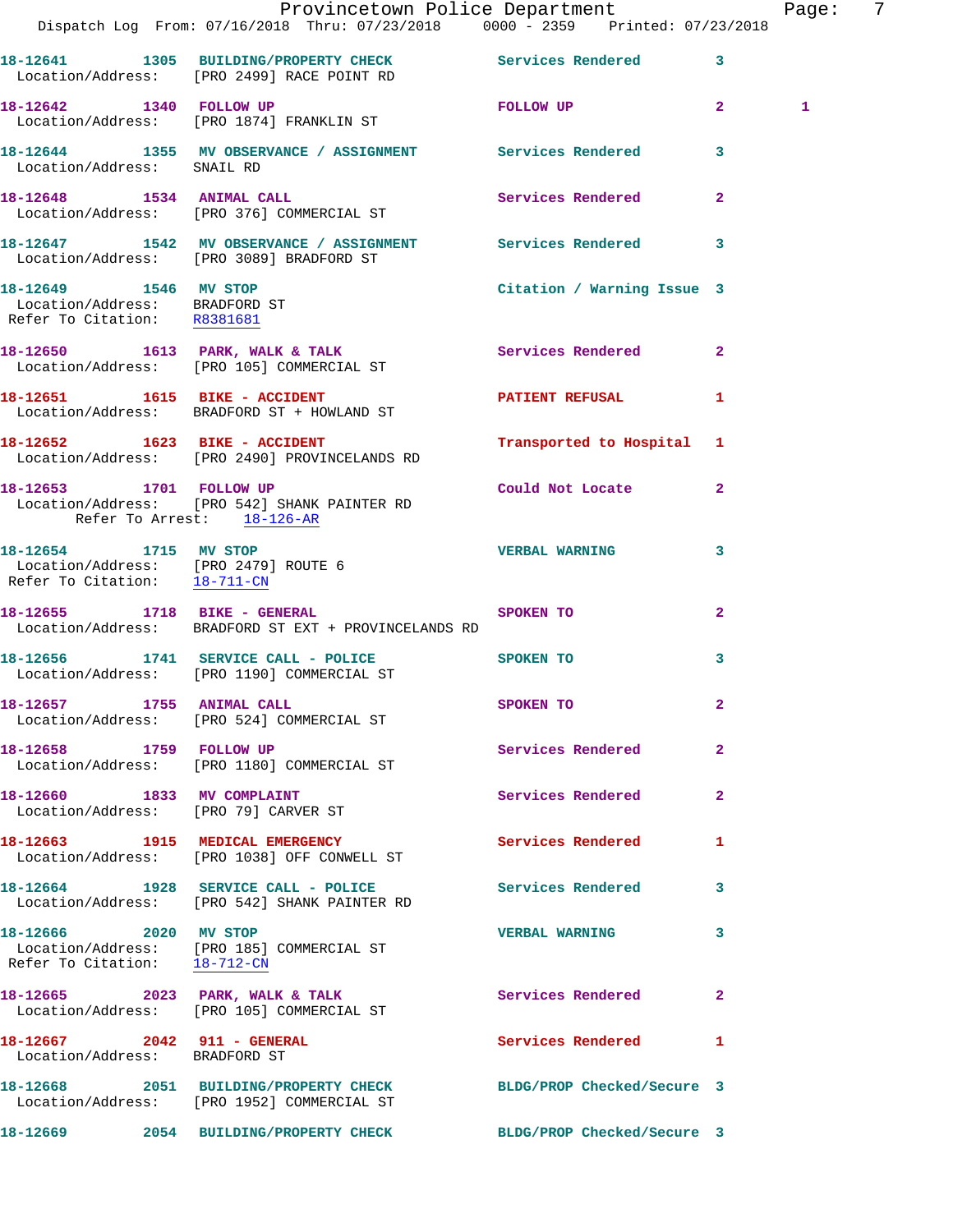18-12641 1305 BUILDING/PROPERTY CHECK Services Rendered 3
Location/Address: [PRO 2499] RACE POINT RD

18-12642 1340 FOLLOW UP FOLLOW UP 2 1
Location/Address: [PRO 1874] FRANKLIN ST

18-12644 1355 MV OBSERVANCE / ASSIGNMENT Services Rendered 3
Location/Address: SNAIL RD

18-12648 1534 ANIMAL CALL Services Rendered 2
Location/Address: [PRO 376] COMMERCIAL ST

18-12647 1542 MV OBSERVANCE / ASSIGNMENT Services Rendered 3
Location/Address: [PRO 3089] BRADFORD ST

18-12649 1546 MV STOP Citation / Warning Issue 3
Location/Address: BRADFORD ST
Refer To Citation: R8381681

18-12650 1613 PARK, WALK & TALK Services Rendered 2
Location/Address: [PRO 105] COMMERCIAL ST

18-12651 1615 BIKE - ACCIDENT PATIENT REFUSAL 1
Location/Address: BRADFORD ST + HOWLAND ST

18-12652 1623 BIKE - ACCIDENT Transported to Hospital 1
Location/Address: [PRO 2490] PROVINCELANDS RD

18-12653 1701 FOLLOW UP Could Not Locate 2
Location/Address: [PRO 542] SHANK PAINTER RD
Refer To Arrest: 18-126-AR

18-12654 1715 MV STOP VERBAL WARNING 3
Location/Address: [PRO 2479] ROUTE 6
Refer To Citation: 18-711-CN

18-12655 1718 BIKE - GENERAL SPOKEN TO 2
Location/Address: BRADFORD ST EXT + PROVINCELANDS RD

18-12656 1741 SERVICE CALL - POLICE SPOKEN TO 3
Location/Address: [PRO 1190] COMMERCIAL ST

18-12657 1755 ANIMAL CALL SPOKEN TO 2
Location/Address: [PRO 524] COMMERCIAL ST

18-12658 1759 FOLLOW UP Services Rendered 2
Location/Address: [PRO 1180] COMMERCIAL ST

18-12660 1833 MV COMPLAINT Services Rendered 2
Location/Address: [PRO 79] CARVER ST

18-12663 1915 MEDICAL EMERGENCY Services Rendered 1
Location/Address: [PRO 1038] OFF CONWELL ST

18-12664 1928 SERVICE CALL - POLICE Services Rendered 3
Location/Address: [PRO 542] SHANK PAINTER RD

18-12666 2020 MV STOP VERBAL WARNING 3
Location/Address: [PRO 185] COMMERCIAL ST
Refer To Citation: 18-712-CN

18-12665 2023 PARK, WALK & TALK Services Rendered 2
Location/Address: [PRO 105] COMMERCIAL ST

18-12667 2042 911 - GENERAL Services Rendered 1
Location/Address: BRADFORD ST

18-12668 2051 BUILDING/PROPERTY CHECK BLDG/PROP Checked/Secure 3
Location/Address: [PRO 1952] COMMERCIAL ST

18-12669 2054 BUILDING/PROPERTY CHECK BLDG/PROP Checked/Secure 3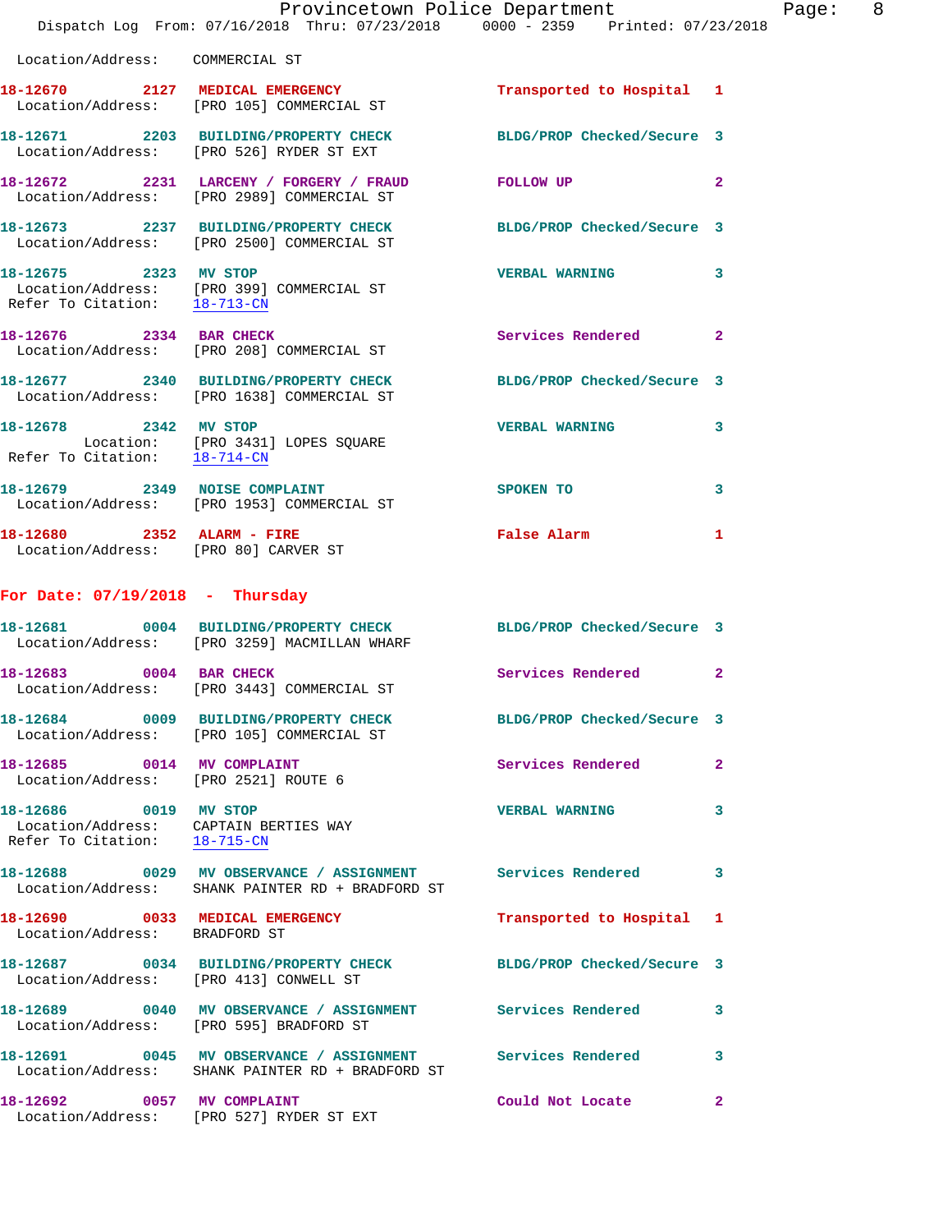Location/Address: COMMERCIAL ST

**18-12670** 2127 **MEDICAL EMERGENCY** Transported to Hospital 1
Location/Address: [PRO 105] COMMERCIAL ST

**18-12671** 2203 **BUILDING/PROPERTY CHECK** BLDG/PROP Checked/Secure 3
Location/Address: [PRO 526] RYDER ST EXT

**18-12672** 2231 **LARCENY / FORGERY / FRAUD** FOLLOW UP 2
Location/Address: [PRO 2989] COMMERCIAL ST

**18-12673** 2237 **BUILDING/PROPERTY CHECK** BLDG/PROP Checked/Secure 3
Location/Address: [PRO 2500] COMMERCIAL ST

**18-12675** 2323 **MV STOP** VERBAL WARNING 3
Location/Address: [PRO 399] COMMERCIAL ST
Refer To Citation: 18-713-CN

**18-12676** 2334 **BAR CHECK** Services Rendered 2
Location/Address: [PRO 208] COMMERCIAL ST

**18-12677** 2340 **BUILDING/PROPERTY CHECK** BLDG/PROP Checked/Secure 3
Location/Address: [PRO 1638] COMMERCIAL ST

**18-12678** 2342 **MV STOP** VERBAL WARNING 3
Location: [PRO 3431] LOPES SQUARE
Refer To Citation: 18-714-CN

**18-12679** 2349 **NOISE COMPLAINT** SPOKEN TO 3
Location/Address: [PRO 1953] COMMERCIAL ST

**18-12680** 2352 **ALARM - FIRE** False Alarm 1
Location/Address: [PRO 80] CARVER ST

## For Date: 07/19/2018 - Thursday

**18-12681** 0004 **BUILDING/PROPERTY CHECK** BLDG/PROP Checked/Secure 3
Location/Address: [PRO 3259] MACMILLAN WHARF

**18-12683** 0004 **BAR CHECK** Services Rendered 2
Location/Address: [PRO 3443] COMMERCIAL ST

**18-12684** 0009 **BUILDING/PROPERTY CHECK** BLDG/PROP Checked/Secure 3
Location/Address: [PRO 105] COMMERCIAL ST

**18-12685** 0014 **MV COMPLAINT** Services Rendered 2
Location/Address: [PRO 2521] ROUTE 6

**18-12686** 0019 **MV STOP** VERBAL WARNING 3
Location/Address: CAPTAIN BERTIES WAY
Refer To Citation: 18-715-CN

**18-12688** 0029 **MV OBSERVANCE / ASSIGNMENT** Services Rendered 3
Location/Address: SHANK PAINTER RD + BRADFORD ST

**18-12690** 0033 **MEDICAL EMERGENCY** Transported to Hospital 1
Location/Address: BRADFORD ST

**18-12687** 0034 **BUILDING/PROPERTY CHECK** BLDG/PROP Checked/Secure 3
Location/Address: [PRO 413] CONWELL ST

**18-12689** 0040 **MV OBSERVANCE / ASSIGNMENT** Services Rendered 3
Location/Address: [PRO 595] BRADFORD ST

**18-12691** 0045 **MV OBSERVANCE / ASSIGNMENT** Services Rendered 3
Location/Address: SHANK PAINTER RD + BRADFORD ST

**18-12692** 0057 **MV COMPLAINT** Could Not Locate 2
Location/Address: [PRO 527] RYDER ST EXT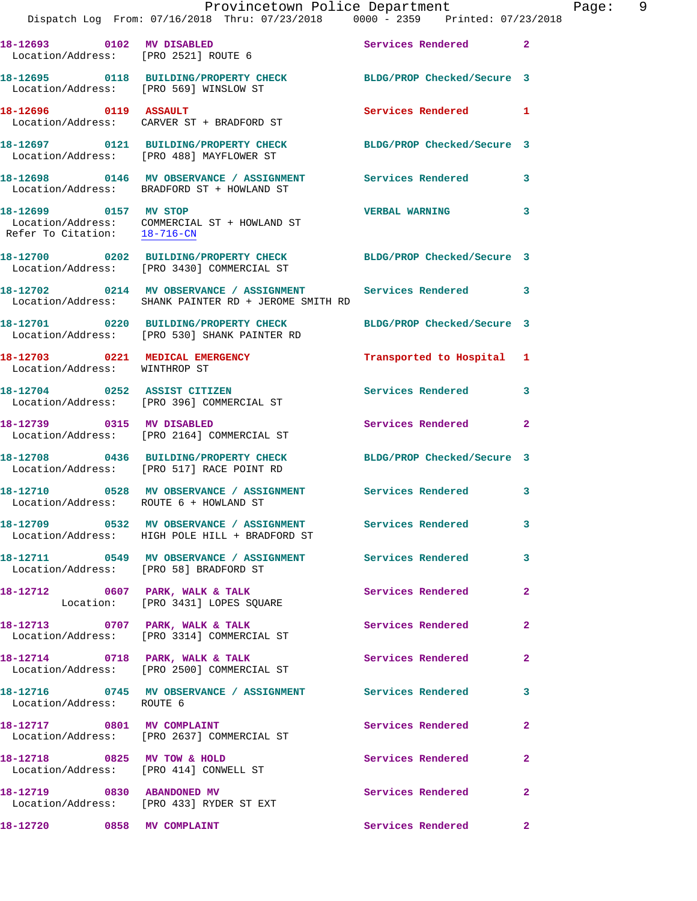18-12693 0102 MV DISABLED Services Rendered 2
Location/Address: [PRO 2521] ROUTE 6

18-12695 0118 BUILDING/PROPERTY CHECK BLDG/PROP Checked/Secure 3
Location/Address: [PRO 569] WINSLOW ST

18-12696 0119 ASSAULT Services Rendered 1
Location/Address: CARVER ST + BRADFORD ST

18-12697 0121 BUILDING/PROPERTY CHECK BLDG/PROP Checked/Secure 3
Location/Address: [PRO 488] MAYFLOWER ST

18-12698 0146 MV OBSERVANCE / ASSIGNMENT Services Rendered 3
Location/Address: BRADFORD ST + HOWLAND ST

18-12699 0157 MV STOP VERBAL WARNING 3
Location/Address: COMMERCIAL ST + HOWLAND ST
Refer To Citation: 18-716-CN

18-12700 0202 BUILDING/PROPERTY CHECK BLDG/PROP Checked/Secure 3
Location/Address: [PRO 3430] COMMERCIAL ST

18-12702 0214 MV OBSERVANCE / ASSIGNMENT Services Rendered 3
Location/Address: SHANK PAINTER RD + JEROME SMITH RD

18-12701 0220 BUILDING/PROPERTY CHECK BLDG/PROP Checked/Secure 3
Location/Address: [PRO 530] SHANK PAINTER RD

18-12703 0221 MEDICAL EMERGENCY Transported to Hospital 1
Location/Address: WINTHROP ST

18-12704 0252 ASSIST CITIZEN Services Rendered 3
Location/Address: [PRO 396] COMMERCIAL ST

18-12739 0315 MV DISABLED Services Rendered 2
Location/Address: [PRO 2164] COMMERCIAL ST

18-12708 0436 BUILDING/PROPERTY CHECK BLDG/PROP Checked/Secure 3
Location/Address: [PRO 517] RACE POINT RD

18-12710 0528 MV OBSERVANCE / ASSIGNMENT Services Rendered 3
Location/Address: ROUTE 6 + HOWLAND ST

18-12709 0532 MV OBSERVANCE / ASSIGNMENT Services Rendered 3
Location/Address: HIGH POLE HILL + BRADFORD ST

18-12711 0549 MV OBSERVANCE / ASSIGNMENT Services Rendered 3
Location/Address: [PRO 58] BRADFORD ST

18-12712 0607 PARK, WALK & TALK Services Rendered 2
Location: [PRO 3431] LOPES SQUARE

18-12713 0707 PARK, WALK & TALK Services Rendered 2
Location/Address: [PRO 3314] COMMERCIAL ST

18-12714 0718 PARK, WALK & TALK Services Rendered 2
Location/Address: [PRO 2500] COMMERCIAL ST

18-12716 0745 MV OBSERVANCE / ASSIGNMENT Services Rendered 3
Location/Address: ROUTE 6

18-12717 0801 MV COMPLAINT Services Rendered 2
Location/Address: [PRO 2637] COMMERCIAL ST

18-12718 0825 MV TOW & HOLD Services Rendered 2
Location/Address: [PRO 414] CONWELL ST

18-12719 0830 ABANDONED MV Services Rendered 2
Location/Address: [PRO 433] RYDER ST EXT

18-12720 0858 MV COMPLAINT Services Rendered 2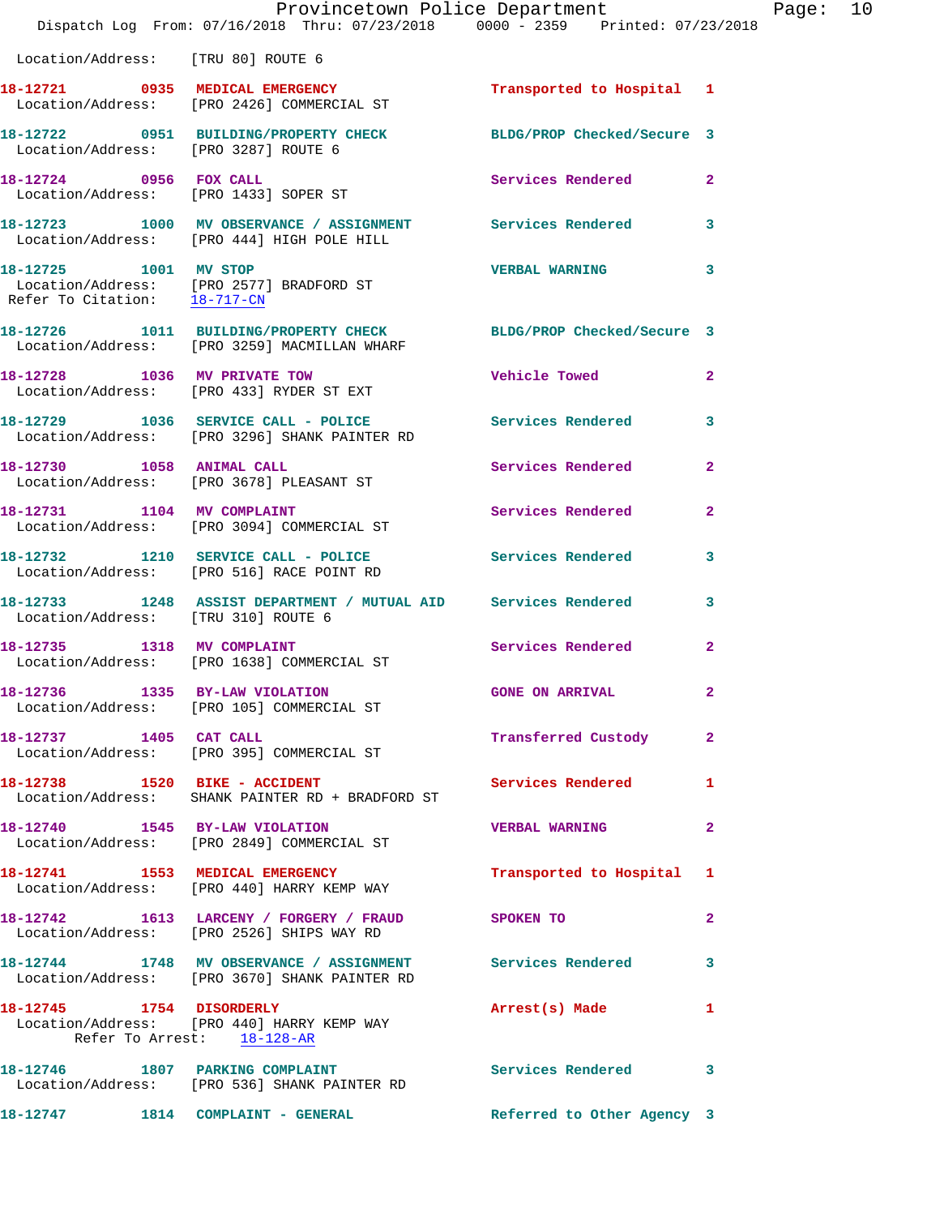Location/Address: [TRU 80] ROUTE 6

**18-12721** 0935 **MEDICAL EMERGENCY** Transported to Hospital 1
Location/Address: [PRO 2426] COMMERCIAL ST

**18-12722** 0951 **BUILDING/PROPERTY CHECK** BLDG/PROP Checked/Secure 3
Location/Address: [PRO 3287] ROUTE 6

**18-12724** 0956 **FOX CALL** Services Rendered 2
Location/Address: [PRO 1433] SOPER ST

**18-12723** 1000 **MV OBSERVANCE / ASSIGNMENT** Services Rendered 3
Location/Address: [PRO 444] HIGH POLE HILL

**18-12725** 1001 **MV STOP** VERBAL WARNING 3
Location/Address: [PRO 2577] BRADFORD ST
Refer To Citation: 18-717-CN

**18-12726** 1011 **BUILDING/PROPERTY CHECK** BLDG/PROP Checked/Secure 3
Location/Address: [PRO 3259] MACMILLAN WHARF

**18-12728** 1036 **MV PRIVATE TOW** Vehicle Towed 2
Location/Address: [PRO 433] RYDER ST EXT

**18-12729** 1036 **SERVICE CALL - POLICE** Services Rendered 3
Location/Address: [PRO 3296] SHANK PAINTER RD

**18-12730** 1058 **ANIMAL CALL** Services Rendered 2
Location/Address: [PRO 3678] PLEASANT ST

**18-12731** 1104 **MV COMPLAINT** Services Rendered 2
Location/Address: [PRO 3094] COMMERCIAL ST

**18-12732** 1210 **SERVICE CALL - POLICE** Services Rendered 3
Location/Address: [PRO 516] RACE POINT RD

**18-12733** 1248 **ASSIST DEPARTMENT / MUTUAL AID** Services Rendered 3
Location/Address: [TRU 310] ROUTE 6

**18-12735** 1318 **MV COMPLAINT** Services Rendered 2
Location/Address: [PRO 1638] COMMERCIAL ST

**18-12736** 1335 **BY-LAW VIOLATION** GONE ON ARRIVAL 2
Location/Address: [PRO 105] COMMERCIAL ST

**18-12737** 1405 **CAT CALL** Transferred Custody 2
Location/Address: [PRO 395] COMMERCIAL ST

**18-12738** 1520 **BIKE - ACCIDENT** Services Rendered 1
Location/Address: SHANK PAINTER RD + BRADFORD ST

**18-12740** 1545 **BY-LAW VIOLATION** VERBAL WARNING 2
Location/Address: [PRO 2849] COMMERCIAL ST

**18-12741** 1553 **MEDICAL EMERGENCY** Transported to Hospital 1
Location/Address: [PRO 440] HARRY KEMP WAY

**18-12742** 1613 **LARCENY / FORGERY / FRAUD** SPOKEN TO 2
Location/Address: [PRO 2526] SHIPS WAY RD

**18-12744** 1748 **MV OBSERVANCE / ASSIGNMENT** Services Rendered 3
Location/Address: [PRO 3670] SHANK PAINTER RD

**18-12745** 1754 **DISORDERLY** Arrest(s) Made 1
Location/Address: [PRO 440] HARRY KEMP WAY
Refer To Arrest: 18-128-AR

**18-12746** 1807 **PARKING COMPLAINT** Services Rendered 3
Location/Address: [PRO 536] SHANK PAINTER RD

**18-12747** 1814 **COMPLAINT - GENERAL** Referred to Other Agency 3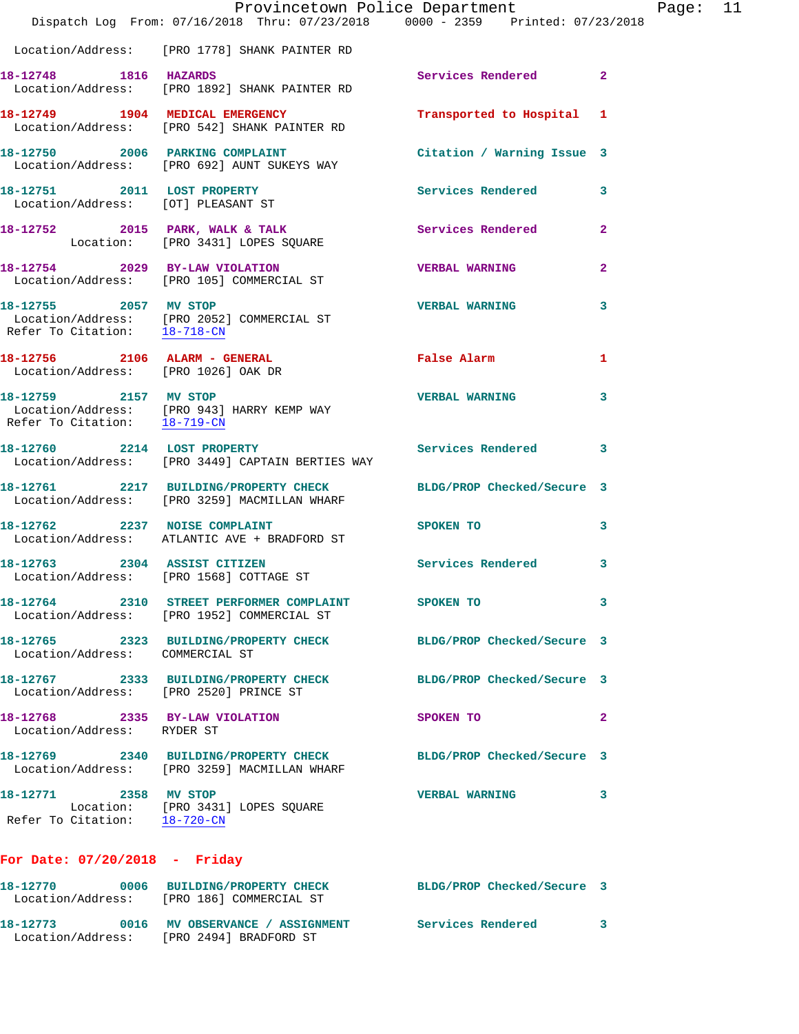Location/Address: [PRO 1778] SHANK PAINTER RD

**18-12748** 1816 **HAZARDS** Services Rendered 2
Location/Address: [PRO 1892] SHANK PAINTER RD

**18-12749** 1904 **MEDICAL EMERGENCY** Transported to Hospital 1
Location/Address: [PRO 542] SHANK PAINTER RD

**18-12750** 2006 **PARKING COMPLAINT** Citation / Warning Issue 3
Location/Address: [PRO 692] AUNT SUKEYS WAY

**18-12751** 2011 **LOST PROPERTY** Services Rendered 3
Location/Address: [OT] PLEASANT ST

**18-12752** 2015 **PARK, WALK & TALK** Services Rendered 2
Location: [PRO 3431] LOPES SQUARE

**18-12754** 2029 **BY-LAW VIOLATION** VERBAL WARNING 2
Location/Address: [PRO 105] COMMERCIAL ST

**18-12755** 2057 **MV STOP** VERBAL WARNING 3
Location/Address: [PRO 2052] COMMERCIAL ST
Refer To Citation: 18-718-CN

**18-12756** 2106 **ALARM - GENERAL** False Alarm 1
Location/Address: [PRO 1026] OAK DR

**18-12759** 2157 **MV STOP** VERBAL WARNING 3
Location/Address: [PRO 943] HARRY KEMP WAY
Refer To Citation: 18-719-CN

**18-12760** 2214 **LOST PROPERTY** Services Rendered 3
Location/Address: [PRO 3449] CAPTAIN BERTIES WAY

**18-12761** 2217 **BUILDING/PROPERTY CHECK** BLDG/PROP Checked/Secure 3
Location/Address: [PRO 3259] MACMILLAN WHARF

**18-12762** 2237 **NOISE COMPLAINT** SPOKEN TO 3
Location/Address: ATLANTIC AVE + BRADFORD ST

**18-12763** 2304 **ASSIST CITIZEN** Services Rendered 3
Location/Address: [PRO 1568] COTTAGE ST

**18-12764** 2310 **STREET PERFORMER COMPLAINT** SPOKEN TO 3
Location/Address: [PRO 1952] COMMERCIAL ST

**18-12765** 2323 **BUILDING/PROPERTY CHECK** BLDG/PROP Checked/Secure 3
Location/Address: COMMERCIAL ST

**18-12767** 2333 **BUILDING/PROPERTY CHECK** BLDG/PROP Checked/Secure 3
Location/Address: [PRO 2520] PRINCE ST

**18-12768** 2335 **BY-LAW VIOLATION** SPOKEN TO 2
Location/Address: RYDER ST

**18-12769** 2340 **BUILDING/PROPERTY CHECK** BLDG/PROP Checked/Secure 3
Location/Address: [PRO 3259] MACMILLAN WHARF

**18-12771** 2358 **MV STOP** VERBAL WARNING 3
Location: [PRO 3431] LOPES SQUARE
Refer To Citation: 18-720-CN

## For Date: 07/20/2018 - Friday

**18-12770** 0006 **BUILDING/PROPERTY CHECK** BLDG/PROP Checked/Secure 3
Location/Address: [PRO 186] COMMERCIAL ST

**18-12773** 0016 **MV OBSERVANCE / ASSIGNMENT** Services Rendered 3
Location/Address: [PRO 2494] BRADFORD ST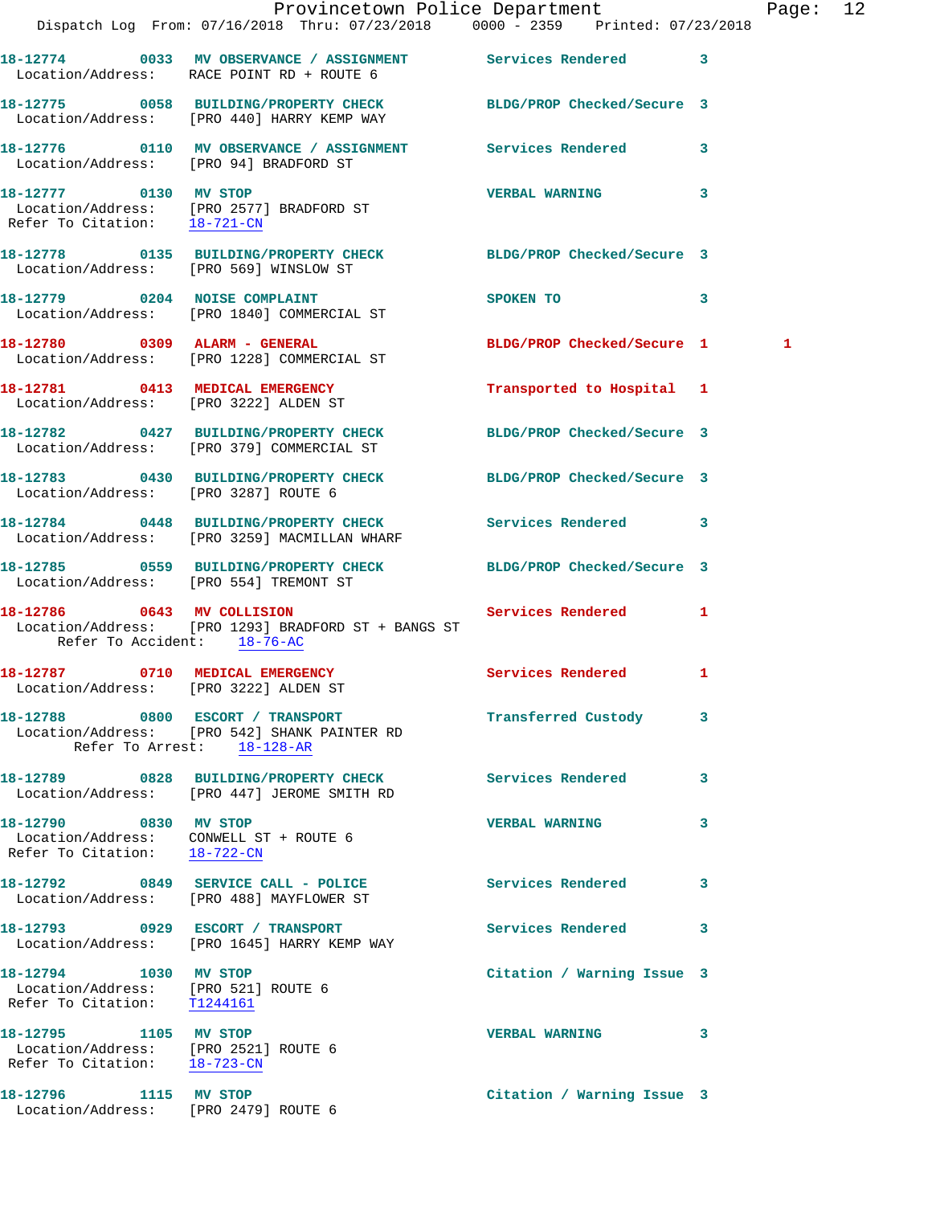Provincetown Police Department
Dispatch Log From: 07/16/2018 Thru: 07/23/2018 0000 - 2359 Printed: 07/23/2018

**18-12774** 0033 **MV OBSERVANCE / ASSIGNMENT** Services Rendered 3
Location/Address: RACE POINT RD + ROUTE 6

**18-12775** 0058 **BUILDING/PROPERTY CHECK** BLDG/PROP Checked/Secure 3
Location/Address: [PRO 440] HARRY KEMP WAY

**18-12776** 0110 **MV OBSERVANCE / ASSIGNMENT** Services Rendered 3
Location/Address: [PRO 94] BRADFORD ST

**18-12777** 0130 **MV STOP** VERBAL WARNING 3
Location/Address: [PRO 2577] BRADFORD ST
Refer To Citation: 18-721-CN

**18-12778** 0135 **BUILDING/PROPERTY CHECK** BLDG/PROP Checked/Secure 3
Location/Address: [PRO 569] WINSLOW ST

**18-12779** 0204 **NOISE COMPLAINT** SPOKEN TO 3
Location/Address: [PRO 1840] COMMERCIAL ST

**18-12780** 0309 **ALARM - GENERAL** BLDG/PROP Checked/Secure 1 1
Location/Address: [PRO 1228] COMMERCIAL ST

**18-12781** 0413 **MEDICAL EMERGENCY** Transported to Hospital 1
Location/Address: [PRO 3222] ALDEN ST

**18-12782** 0427 **BUILDING/PROPERTY CHECK** BLDG/PROP Checked/Secure 3
Location/Address: [PRO 379] COMMERCIAL ST

**18-12783** 0430 **BUILDING/PROPERTY CHECK** BLDG/PROP Checked/Secure 3
Location/Address: [PRO 3287] ROUTE 6

**18-12784** 0448 **BUILDING/PROPERTY CHECK** Services Rendered 3
Location/Address: [PRO 3259] MACMILLAN WHARF

**18-12785** 0559 **BUILDING/PROPERTY CHECK** BLDG/PROP Checked/Secure 3
Location/Address: [PRO 554] TREMONT ST

**18-12786** 0643 **MV COLLISION** Services Rendered 1
Location/Address: [PRO 1293] BRADFORD ST + BANGS ST
Refer To Accident: 18-76-AC

**18-12787** 0710 **MEDICAL EMERGENCY** Services Rendered 1
Location/Address: [PRO 3222] ALDEN ST

**18-12788** 0800 **ESCORT / TRANSPORT** Transferred Custody 3
Location/Address: [PRO 542] SHANK PAINTER RD
Refer To Arrest: 18-128-AR

**18-12789** 0828 **BUILDING/PROPERTY CHECK** Services Rendered 3
Location/Address: [PRO 447] JEROME SMITH RD

**18-12790** 0830 **MV STOP** VERBAL WARNING 3
Location/Address: CONWELL ST + ROUTE 6
Refer To Citation: 18-722-CN

**18-12792** 0849 **SERVICE CALL - POLICE** Services Rendered 3
Location/Address: [PRO 488] MAYFLOWER ST

**18-12793** 0929 **ESCORT / TRANSPORT** Services Rendered 3
Location/Address: [PRO 1645] HARRY KEMP WAY

**18-12794** 1030 **MV STOP** Citation / Warning Issue 3
Location/Address: [PRO 521] ROUTE 6
Refer To Citation: T1244161

**18-12795** 1105 **MV STOP** VERBAL WARNING 3
Location/Address: [PRO 2521] ROUTE 6
Refer To Citation: 18-723-CN

**18-12796** 1115 **MV STOP** Citation / Warning Issue 3
Location/Address: [PRO 2479] ROUTE 6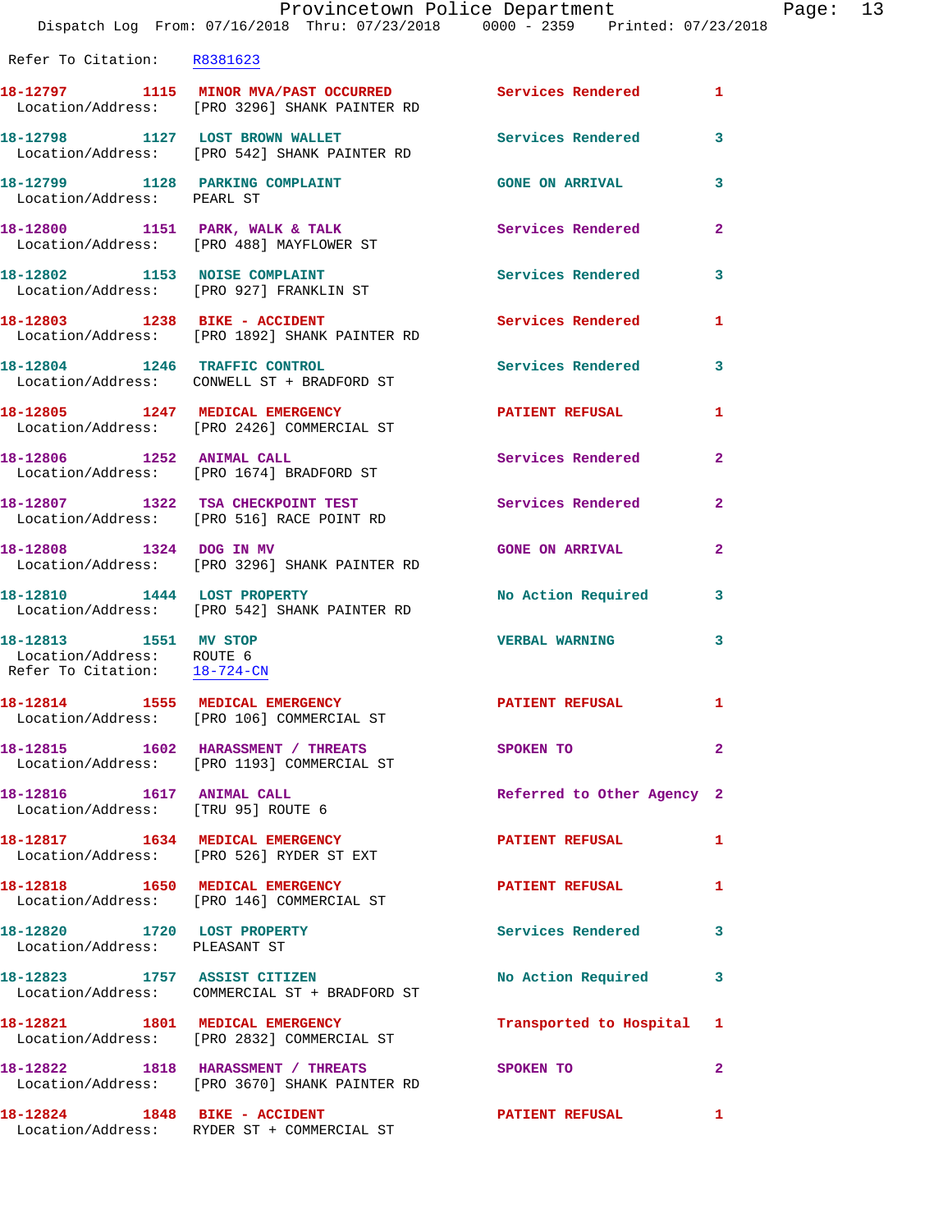Refer To Citation: R8381623

18-12797 1115 MINOR MVA/PAST OCCURRED Services Rendered 1
Location/Address: [PRO 3296] SHANK PAINTER RD

18-12798 1127 LOST BROWN WALLET Services Rendered 3
Location/Address: [PRO 542] SHANK PAINTER RD

18-12799 1128 PARKING COMPLAINT GONE ON ARRIVAL 3
Location/Address: PEARL ST

18-12800 1151 PARK, WALK & TALK Services Rendered 2
Location/Address: [PRO 488] MAYFLOWER ST

18-12802 1153 NOISE COMPLAINT Services Rendered 3
Location/Address: [PRO 927] FRANKLIN ST

18-12803 1238 BIKE - ACCIDENT Services Rendered 1
Location/Address: [PRO 1892] SHANK PAINTER RD

18-12804 1246 TRAFFIC CONTROL Services Rendered 3
Location/Address: CONWELL ST + BRADFORD ST

18-12805 1247 MEDICAL EMERGENCY PATIENT REFUSAL 1
Location/Address: [PRO 2426] COMMERCIAL ST

18-12806 1252 ANIMAL CALL Services Rendered 2
Location/Address: [PRO 1674] BRADFORD ST

18-12807 1322 TSA CHECKPOINT TEST Services Rendered 2
Location/Address: [PRO 516] RACE POINT RD

18-12808 1324 DOG IN MV GONE ON ARRIVAL 2
Location/Address: [PRO 3296] SHANK PAINTER RD

18-12810 1444 LOST PROPERTY No Action Required 3
Location/Address: [PRO 542] SHANK PAINTER RD

18-12813 1551 MV STOP VERBAL WARNING 3
Location/Address: ROUTE 6
Refer To Citation: 18-724-CN

18-12814 1555 MEDICAL EMERGENCY PATIENT REFUSAL 1
Location/Address: [PRO 106] COMMERCIAL ST

18-12815 1602 HARASSMENT / THREATS SPOKEN TO 2
Location/Address: [PRO 1193] COMMERCIAL ST

18-12816 1617 ANIMAL CALL Referred to Other Agency 2
Location/Address: [TRU 95] ROUTE 6

18-12817 1634 MEDICAL EMERGENCY PATIENT REFUSAL 1
Location/Address: [PRO 526] RYDER ST EXT

18-12818 1650 MEDICAL EMERGENCY PATIENT REFUSAL 1
Location/Address: [PRO 146] COMMERCIAL ST

18-12820 1720 LOST PROPERTY Services Rendered 3
Location/Address: PLEASANT ST

18-12823 1757 ASSIST CITIZEN No Action Required 3
Location/Address: COMMERCIAL ST + BRADFORD ST

18-12821 1801 MEDICAL EMERGENCY Transported to Hospital 1
Location/Address: [PRO 2832] COMMERCIAL ST

18-12822 1818 HARASSMENT / THREATS SPOKEN TO 2
Location/Address: [PRO 3670] SHANK PAINTER RD

18-12824 1848 BIKE - ACCIDENT PATIENT REFUSAL 1
Location/Address: RYDER ST + COMMERCIAL ST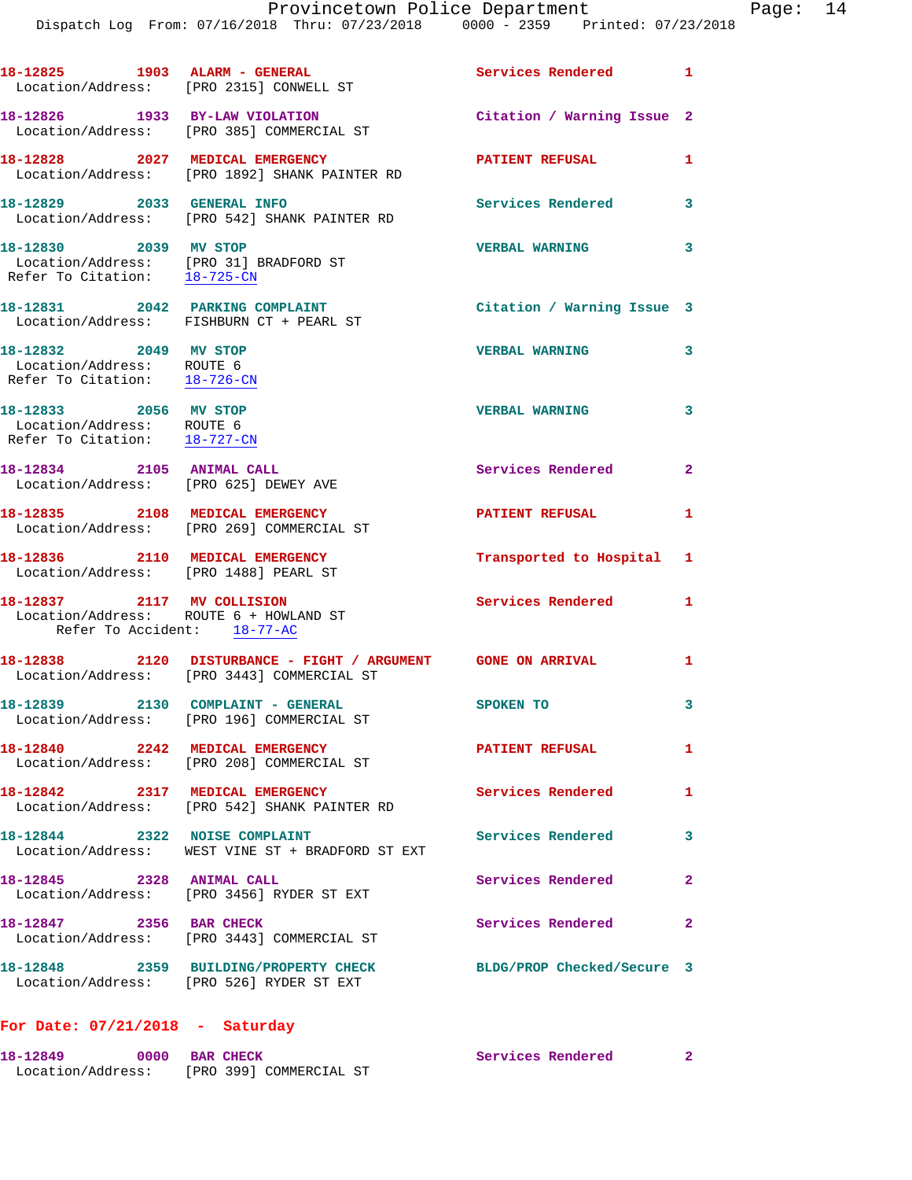18-12825 1903 ALARM - GENERAL Services Rendered 1
Location/Address: [PRO 2315] CONWELL ST

18-12826 1933 BY-LAW VIOLATION Citation / Warning Issue 2
Location/Address: [PRO 385] COMMERCIAL ST

18-12828 2027 MEDICAL EMERGENCY PATIENT REFUSAL 1
Location/Address: [PRO 1892] SHANK PAINTER RD

18-12829 2033 GENERAL INFO Services Rendered 3
Location/Address: [PRO 542] SHANK PAINTER RD

18-12830 2039 MV STOP VERBAL WARNING 3
Location/Address: [PRO 31] BRADFORD ST
Refer To Citation: 18-725-CN

18-12831 2042 PARKING COMPLAINT Citation / Warning Issue 3
Location/Address: FISHBURN CT + PEARL ST

18-12832 2049 MV STOP VERBAL WARNING 3
Location/Address: ROUTE 6
Refer To Citation: 18-726-CN

18-12833 2056 MV STOP VERBAL WARNING 3
Location/Address: ROUTE 6
Refer To Citation: 18-727-CN

18-12834 2105 ANIMAL CALL Services Rendered 2
Location/Address: [PRO 625] DEWEY AVE

18-12835 2108 MEDICAL EMERGENCY PATIENT REFUSAL 1
Location/Address: [PRO 269] COMMERCIAL ST

18-12836 2110 MEDICAL EMERGENCY Transported to Hospital 1
Location/Address: [PRO 1488] PEARL ST

18-12837 2117 MV COLLISION Services Rendered 1
Location/Address: ROUTE 6 + HOWLAND ST
Refer To Accident: 18-77-AC

18-12838 2120 DISTURBANCE - FIGHT / ARGUMENT GONE ON ARRIVAL 1
Location/Address: [PRO 3443] COMMERCIAL ST

18-12839 2130 COMPLAINT - GENERAL SPOKEN TO 3
Location/Address: [PRO 196] COMMERCIAL ST

18-12840 2242 MEDICAL EMERGENCY PATIENT REFUSAL 1
Location/Address: [PRO 208] COMMERCIAL ST

18-12842 2317 MEDICAL EMERGENCY Services Rendered 1
Location/Address: [PRO 542] SHANK PAINTER RD

18-12844 2322 NOISE COMPLAINT Services Rendered 3
Location/Address: WEST VINE ST + BRADFORD ST EXT

18-12845 2328 ANIMAL CALL Services Rendered 2
Location/Address: [PRO 3456] RYDER ST EXT

18-12847 2356 BAR CHECK Services Rendered 2
Location/Address: [PRO 3443] COMMERCIAL ST

18-12848 2359 BUILDING/PROPERTY CHECK BLDG/PROP Checked/Secure 3
Location/Address: [PRO 526] RYDER ST EXT

**For Date: 07/21/2018 - Saturday**

18-12849 0000 BAR CHECK Services Rendered 2
Location/Address: [PRO 399] COMMERCIAL ST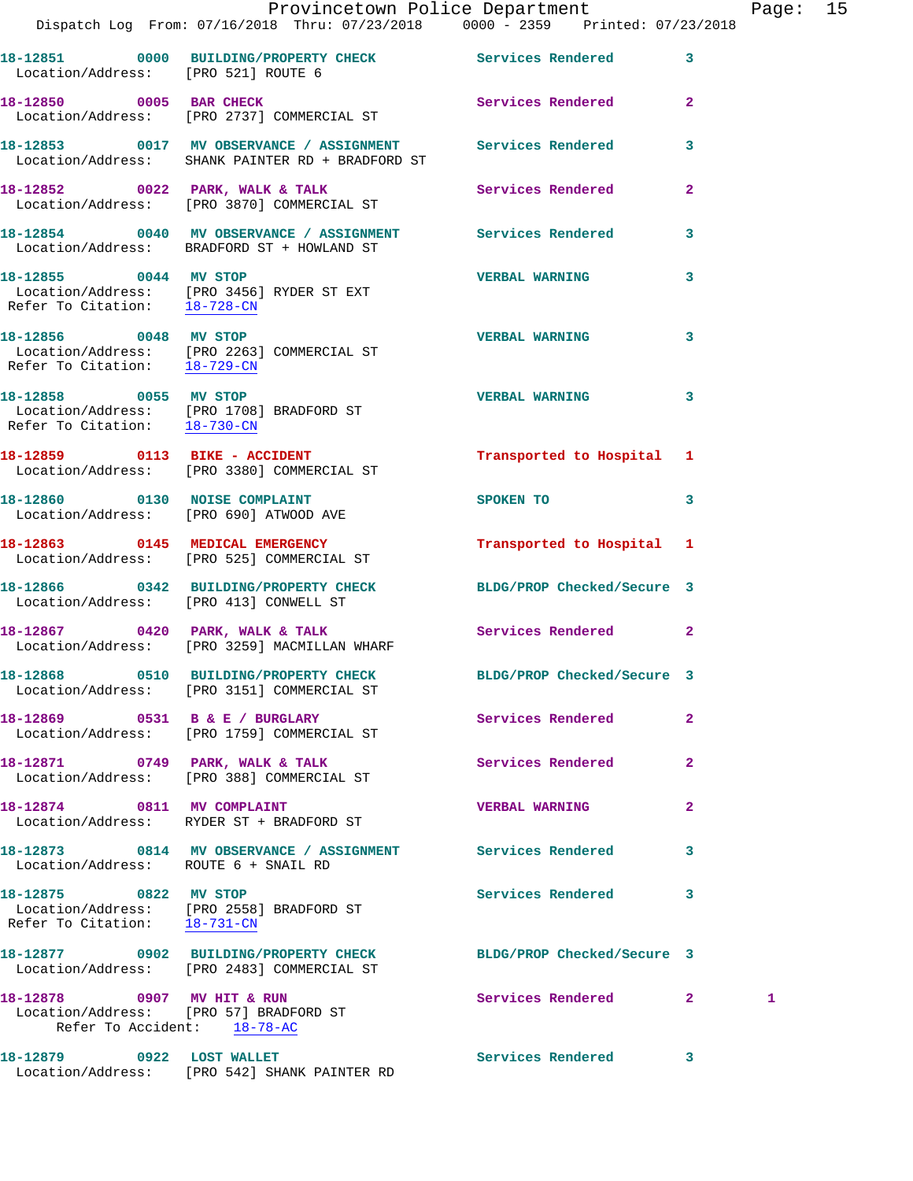18-12851 0000 BUILDING/PROPERTY CHECK Services Rendered 3
Location/Address: [PRO 521] ROUTE 6

18-12850 0005 BAR CHECK Services Rendered 2
Location/Address: [PRO 2737] COMMERCIAL ST

18-12853 0017 MV OBSERVANCE / ASSIGNMENT Services Rendered 3
Location/Address: SHANK PAINTER RD + BRADFORD ST

18-12852 0022 PARK, WALK & TALK Services Rendered 2
Location/Address: [PRO 3870] COMMERCIAL ST

18-12854 0040 MV OBSERVANCE / ASSIGNMENT Services Rendered 3
Location/Address: BRADFORD ST + HOWLAND ST

18-12855 0044 MV STOP VERBAL WARNING 3
Location/Address: [PRO 3456] RYDER ST EXT
Refer To Citation: 18-728-CN

18-12856 0048 MV STOP VERBAL WARNING 3
Location/Address: [PRO 2263] COMMERCIAL ST
Refer To Citation: 18-729-CN

18-12858 0055 MV STOP VERBAL WARNING 3
Location/Address: [PRO 1708] BRADFORD ST
Refer To Citation: 18-730-CN

18-12859 0113 BIKE - ACCIDENT Transported to Hospital 1
Location/Address: [PRO 3380] COMMERCIAL ST

18-12860 0130 NOISE COMPLAINT SPOKEN TO 3
Location/Address: [PRO 690] ATWOOD AVE

18-12863 0145 MEDICAL EMERGENCY Transported to Hospital 1
Location/Address: [PRO 525] COMMERCIAL ST

18-12866 0342 BUILDING/PROPERTY CHECK BLDG/PROP Checked/Secure 3
Location/Address: [PRO 413] CONWELL ST

18-12867 0420 PARK, WALK & TALK Services Rendered 2
Location/Address: [PRO 3259] MACMILLAN WHARF

18-12868 0510 BUILDING/PROPERTY CHECK BLDG/PROP Checked/Secure 3
Location/Address: [PRO 3151] COMMERCIAL ST

18-12869 0531 B & E / BURGLARY Services Rendered 2
Location/Address: [PRO 1759] COMMERCIAL ST

18-12871 0749 PARK, WALK & TALK Services Rendered 2
Location/Address: [PRO 388] COMMERCIAL ST

18-12874 0811 MV COMPLAINT VERBAL WARNING 2
Location/Address: RYDER ST + BRADFORD ST

18-12873 0814 MV OBSERVANCE / ASSIGNMENT Services Rendered 3
Location/Address: ROUTE 6 + SNAIL RD

18-12875 0822 MV STOP Services Rendered 3
Location/Address: [PRO 2558] BRADFORD ST
Refer To Citation: 18-731-CN

18-12877 0902 BUILDING/PROPERTY CHECK BLDG/PROP Checked/Secure 3
Location/Address: [PRO 2483] COMMERCIAL ST

18-12878 0907 MV HIT & RUN Services Rendered 2 1
Location/Address: [PRO 57] BRADFORD ST
Refer To Accident: 18-78-AC

18-12879 0922 LOST WALLET Services Rendered 3
Location/Address: [PRO 542] SHANK PAINTER RD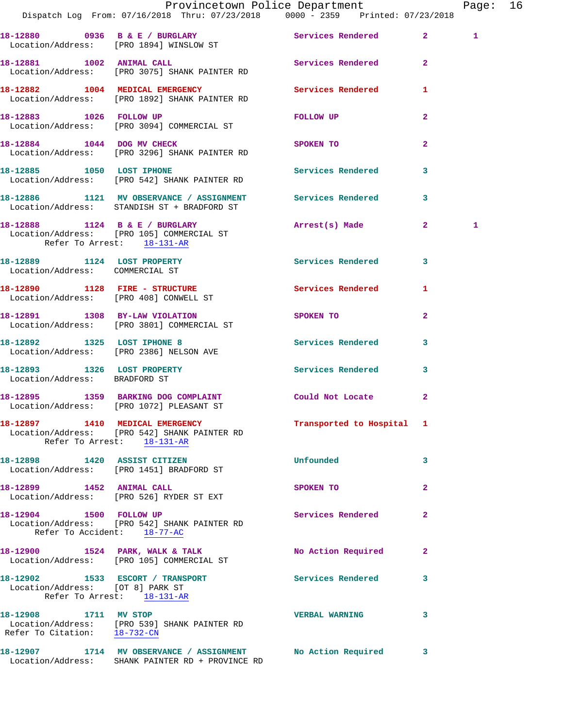18-12880 0936 B & E / BURGLARY Services Rendered 2 1
Location/Address: [PRO 1894] WINSLOW ST

18-12881 1002 ANIMAL CALL Services Rendered 2
Location/Address: [PRO 3075] SHANK PAINTER RD

18-12882 1004 MEDICAL EMERGENCY Services Rendered 1
Location/Address: [PRO 1892] SHANK PAINTER RD

18-12883 1026 FOLLOW UP FOLLOW UP 2
Location/Address: [PRO 3094] COMMERCIAL ST

18-12884 1044 DOG MV CHECK SPOKEN TO 2
Location/Address: [PRO 3296] SHANK PAINTER RD

18-12885 1050 LOST IPHONE Services Rendered 3
Location/Address: [PRO 542] SHANK PAINTER RD

18-12886 1121 MV OBSERVANCE / ASSIGNMENT Services Rendered 3
Location/Address: STANDISH ST + BRADFORD ST

18-12888 1124 B & E / BURGLARY Arrest(s) Made 2 1
Location/Address: [PRO 105] COMMERCIAL ST
Refer To Arrest: 18-131-AR

18-12889 1124 LOST PROPERTY Services Rendered 3
Location/Address: COMMERCIAL ST

18-12890 1128 FIRE - STRUCTURE Services Rendered 1
Location/Address: [PRO 408] CONWELL ST

18-12891 1308 BY-LAW VIOLATION SPOKEN TO 2
Location/Address: [PRO 3801] COMMERCIAL ST

18-12892 1325 LOST IPHONE 8 Services Rendered 3
Location/Address: [PRO 2386] NELSON AVE

18-12893 1326 LOST PROPERTY Services Rendered 3
Location/Address: BRADFORD ST

18-12895 1359 BARKING DOG COMPLAINT Could Not Locate 2
Location/Address: [PRO 1072] PLEASANT ST

18-12897 1410 MEDICAL EMERGENCY Transported to Hospital 1
Location/Address: [PRO 542] SHANK PAINTER RD
Refer To Arrest: 18-131-AR

18-12898 1420 ASSIST CITIZEN Unfounded 3
Location/Address: [PRO 1451] BRADFORD ST

18-12899 1452 ANIMAL CALL SPOKEN TO 2
Location/Address: [PRO 526] RYDER ST EXT

18-12904 1500 FOLLOW UP Services Rendered 2
Location/Address: [PRO 542] SHANK PAINTER RD
Refer To Accident: 18-77-AC

18-12900 1524 PARK, WALK & TALK No Action Required 2
Location/Address: [PRO 105] COMMERCIAL ST

18-12902 1533 ESCORT / TRANSPORT Services Rendered 3
Location/Address: [OT 8] PARK ST
Refer To Arrest: 18-131-AR

18-12908 1711 MV STOP VERBAL WARNING 3
Location/Address: [PRO 539] SHANK PAINTER RD
Refer To Citation: 18-732-CN

18-12907 1714 MV OBSERVANCE / ASSIGNMENT No Action Required 3
Location/Address: SHANK PAINTER RD + PROVINCE RD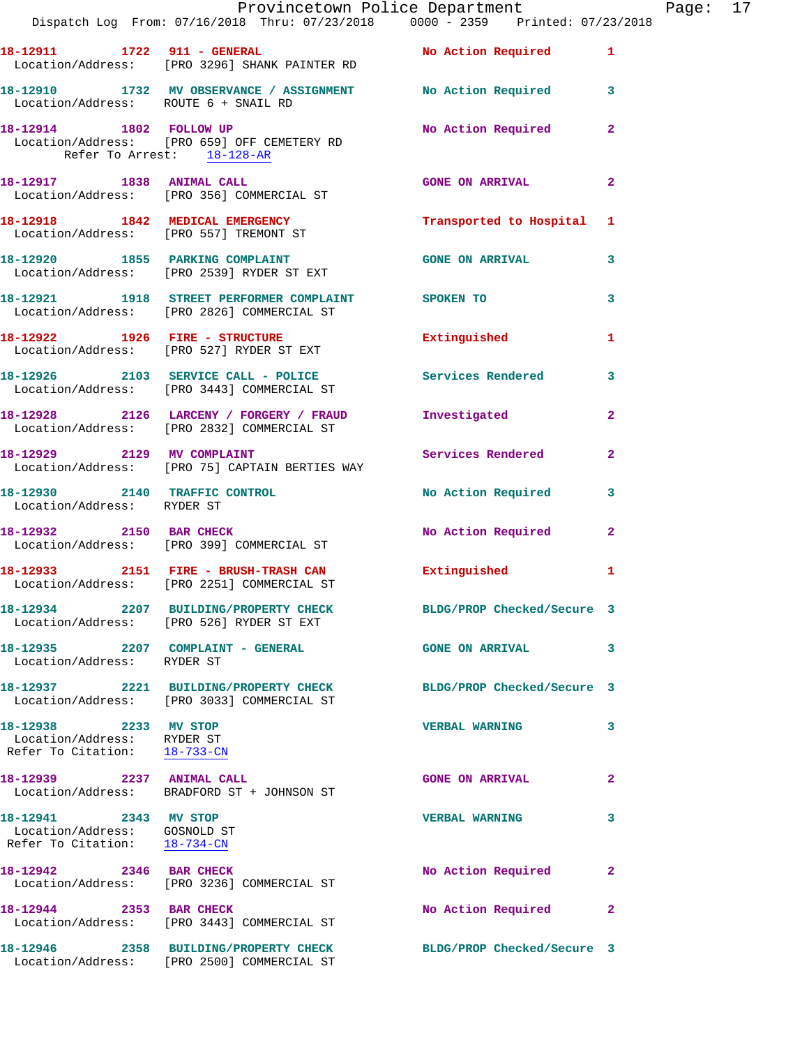18-12911 1722 911 - GENERAL No Action Required 1
Location/Address: [PRO 3296] SHANK PAINTER RD

18-12910 1732 MV OBSERVANCE / ASSIGNMENT No Action Required 3
Location/Address: ROUTE 6 + SNAIL RD

18-12914 1802 FOLLOW UP No Action Required 2
Location/Address: [PRO 659] OFF CEMETERY RD
Refer To Arrest: 18-128-AR

18-12917 1838 ANIMAL CALL GONE ON ARRIVAL 2
Location/Address: [PRO 356] COMMERCIAL ST

18-12918 1842 MEDICAL EMERGENCY Transported to Hospital 1
Location/Address: [PRO 557] TREMONT ST

18-12920 1855 PARKING COMPLAINT GONE ON ARRIVAL 3
Location/Address: [PRO 2539] RYDER ST EXT

18-12921 1918 STREET PERFORMER COMPLAINT SPOKEN TO 3
Location/Address: [PRO 2826] COMMERCIAL ST

18-12922 1926 FIRE - STRUCTURE Extinguished 1
Location/Address: [PRO 527] RYDER ST EXT

18-12926 2103 SERVICE CALL - POLICE Services Rendered 3
Location/Address: [PRO 3443] COMMERCIAL ST

18-12928 2126 LARCENY / FORGERY / FRAUD Investigated 2
Location/Address: [PRO 2832] COMMERCIAL ST

18-12929 2129 MV COMPLAINT Services Rendered 2
Location/Address: [PRO 75] CAPTAIN BERTIES WAY

18-12930 2140 TRAFFIC CONTROL No Action Required 3
Location/Address: RYDER ST

18-12932 2150 BAR CHECK No Action Required 2
Location/Address: [PRO 399] COMMERCIAL ST

18-12933 2151 FIRE - BRUSH-TRASH CAN Extinguished 1
Location/Address: [PRO 2251] COMMERCIAL ST

18-12934 2207 BUILDING/PROPERTY CHECK BLDG/PROP Checked/Secure 3
Location/Address: [PRO 526] RYDER ST EXT

18-12935 2207 COMPLAINT - GENERAL GONE ON ARRIVAL 3
Location/Address: RYDER ST

18-12937 2221 BUILDING/PROPERTY CHECK BLDG/PROP Checked/Secure 3
Location/Address: [PRO 3033] COMMERCIAL ST

18-12938 2233 MV STOP VERBAL WARNING 3
Location/Address: RYDER ST
Refer To Citation: 18-733-CN

18-12939 2237 ANIMAL CALL GONE ON ARRIVAL 2
Location/Address: BRADFORD ST + JOHNSON ST

18-12941 2343 MV STOP VERBAL WARNING 3
Location/Address: GOSNOLD ST
Refer To Citation: 18-734-CN

18-12942 2346 BAR CHECK No Action Required 2
Location/Address: [PRO 3236] COMMERCIAL ST

18-12944 2353 BAR CHECK No Action Required 2
Location/Address: [PRO 3443] COMMERCIAL ST

18-12946 2358 BUILDING/PROPERTY CHECK BLDG/PROP Checked/Secure 3
Location/Address: [PRO 2500] COMMERCIAL ST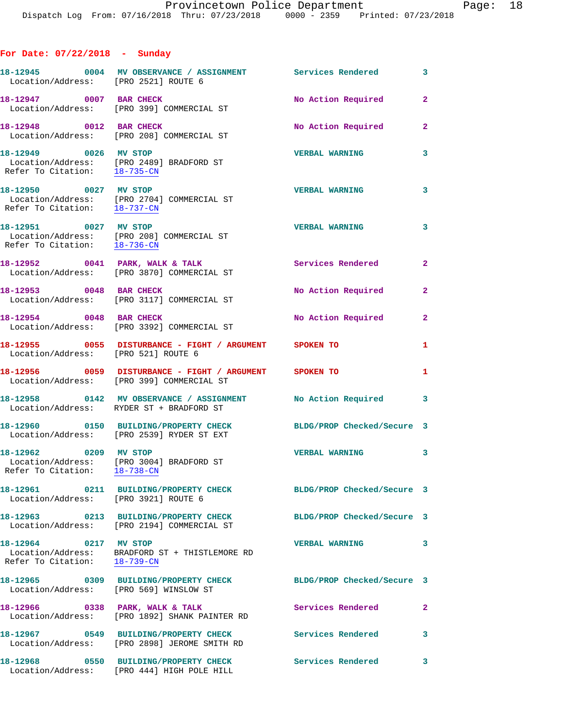## For Date: 07/22/2018 - Sunday

**18-12945** 0004 **MV OBSERVATION / ASSIGNMENT** Services Rendered 3
Location/Address: [PRO 2521] ROUTE 6

**18-12947** 0007 **BAR CHECK** No Action Required 2
Location/Address: [PRO 399] COMMERCIAL ST

**18-12948** 0012 **BAR CHECK** No Action Required 2
Location/Address: [PRO 208] COMMERCIAL ST

**18-12949** 0026 **MV STOP** VERBAL WARNING 3
Location/Address: [PRO 2489] BRADFORD ST
Refer To Citation: 18-735-CN

**18-12950** 0027 **MV STOP** VERBAL WARNING 3
Location/Address: [PRO 2704] COMMERCIAL ST
Refer To Citation: 18-737-CN

**18-12951** 0027 **MV STOP** VERBAL WARNING 3
Location/Address: [PRO 208] COMMERCIAL ST
Refer To Citation: 18-736-CN

**18-12952** 0041 **PARK, WALK & TALK** Services Rendered 2
Location/Address: [PRO 3870] COMMERCIAL ST

**18-12953** 0048 **BAR CHECK** No Action Required 2
Location/Address: [PRO 3117] COMMERCIAL ST

**18-12954** 0048 **BAR CHECK** No Action Required 2
Location/Address: [PRO 3392] COMMERCIAL ST

**18-12955** 0055 **DISTURBANCE - FIGHT / ARGUMENT** SPOKEN TO 1
Location/Address: [PRO 521] ROUTE 6

**18-12956** 0059 **DISTURBANCE - FIGHT / ARGUMENT** SPOKEN TO 1
Location/Address: [PRO 399] COMMERCIAL ST

**18-12958** 0142 **MV OBSERVATION / ASSIGNMENT** No Action Required 3
Location/Address: RYDER ST + BRADFORD ST

**18-12960** 0150 **BUILDING/PROPERTY CHECK** BLDG/PROP Checked/Secure 3
Location/Address: [PRO 2539] RYDER ST EXT

**18-12962** 0209 **MV STOP** VERBAL WARNING 3
Location/Address: [PRO 3004] BRADFORD ST
Refer To Citation: 18-738-CN

**18-12961** 0211 **BUILDING/PROPERTY CHECK** BLDG/PROP Checked/Secure 3
Location/Address: [PRO 3921] ROUTE 6

**18-12963** 0213 **BUILDING/PROPERTY CHECK** BLDG/PROP Checked/Secure 3
Location/Address: [PRO 2194] COMMERCIAL ST

**18-12964** 0217 **MV STOP** VERBAL WARNING 3
Location/Address: BRADFORD ST + THISTLEMORE RD
Refer To Citation: 18-739-CN

**18-12965** 0309 **BUILDING/PROPERTY CHECK** BLDG/PROP Checked/Secure 3
Location/Address: [PRO 569] WINSLOW ST

**18-12966** 0338 **PARK, WALK & TALK** Services Rendered 2
Location/Address: [PRO 1892] SHANK PAINTER RD

**18-12967** 0549 **BUILDING/PROPERTY CHECK** Services Rendered 3
Location/Address: [PRO 2898] JEROME SMITH RD

**18-12968** 0550 **BUILDING/PROPERTY CHECK** Services Rendered 3
Location/Address: [PRO 444] HIGH POLE HILL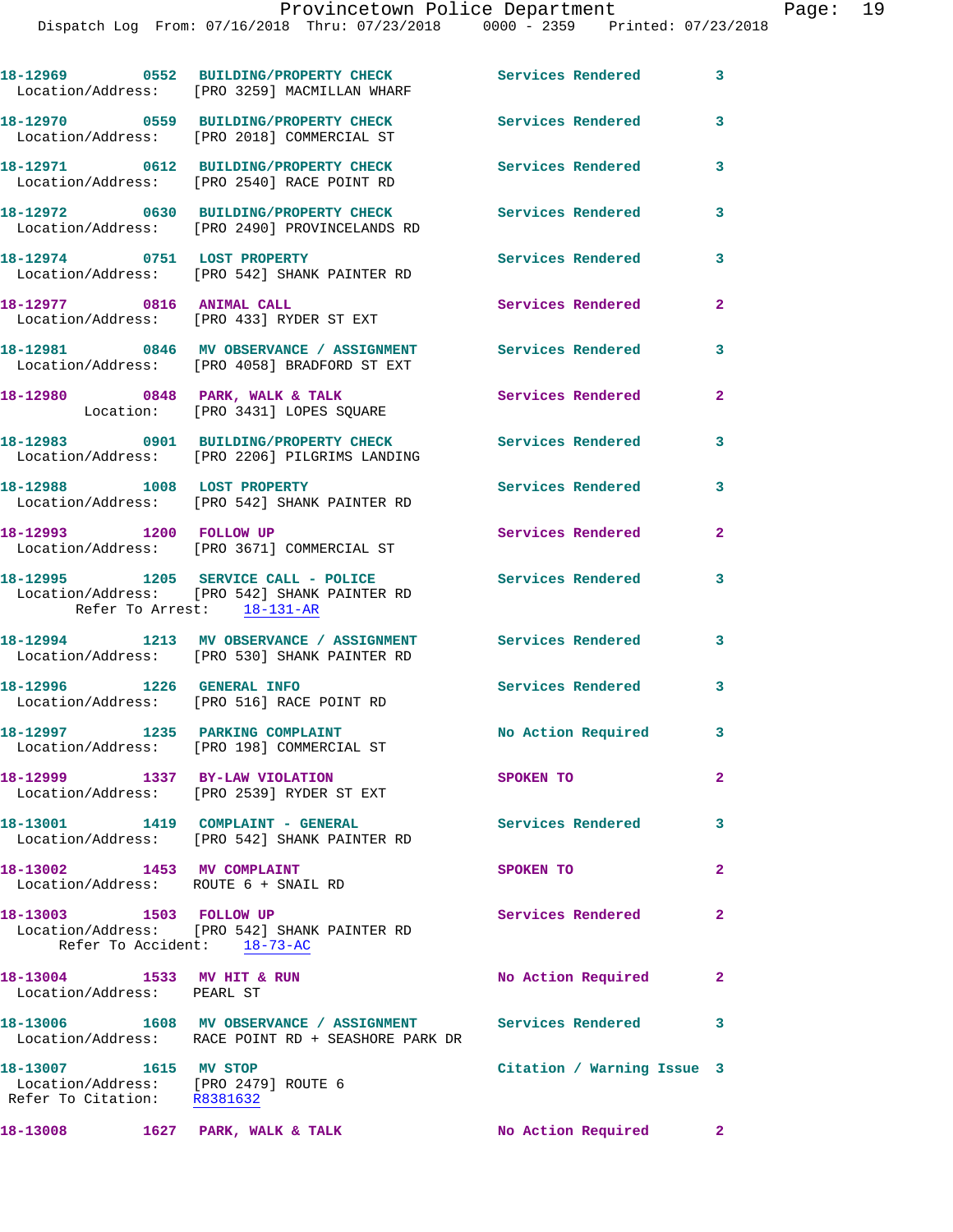18-12969 0552 BUILDING/PROPERTY CHECK Services Rendered 3
Location/Address: [PRO 3259] MACMILLAN WHARF

18-12970 0559 BUILDING/PROPERTY CHECK Services Rendered 3
Location/Address: [PRO 2018] COMMERCIAL ST

18-12971 0612 BUILDING/PROPERTY CHECK Services Rendered 3
Location/Address: [PRO 2540] RACE POINT RD

18-12972 0630 BUILDING/PROPERTY CHECK Services Rendered 3
Location/Address: [PRO 2490] PROVINCELANDS RD

18-12974 0751 LOST PROPERTY Services Rendered 3
Location/Address: [PRO 542] SHANK PAINTER RD

18-12977 0816 ANIMAL CALL Services Rendered 2
Location/Address: [PRO 433] RYDER ST EXT

18-12981 0846 MV OBSERVANCE / ASSIGNMENT Services Rendered 3
Location/Address: [PRO 4058] BRADFORD ST EXT

18-12980 0848 PARK, WALK & TALK Services Rendered 2
Location: [PRO 3431] LOPES SQUARE

18-12983 0901 BUILDING/PROPERTY CHECK Services Rendered 3
Location/Address: [PRO 2206] PILGRIMS LANDING

18-12988 1008 LOST PROPERTY Services Rendered 3
Location/Address: [PRO 542] SHANK PAINTER RD

18-12993 1200 FOLLOW UP Services Rendered 2
Location/Address: [PRO 3671] COMMERCIAL ST

18-12995 1205 SERVICE CALL - POLICE Services Rendered 3
Location/Address: [PRO 542] SHANK PAINTER RD
Refer To Arrest: 18-131-AR

18-12994 1213 MV OBSERVANCE / ASSIGNMENT Services Rendered 3
Location/Address: [PRO 530] SHANK PAINTER RD

18-12996 1226 GENERAL INFO Services Rendered 3
Location/Address: [PRO 516] RACE POINT RD

18-12997 1235 PARKING COMPLAINT No Action Required 3
Location/Address: [PRO 198] COMMERCIAL ST

18-12999 1337 BY-LAW VIOLATION SPOKEN TO 2
Location/Address: [PRO 2539] RYDER ST EXT

18-13001 1419 COMPLAINT - GENERAL Services Rendered 3
Location/Address: [PRO 542] SHANK PAINTER RD

18-13002 1453 MV COMPLAINT SPOKEN TO 2
Location/Address: ROUTE 6 + SNAIL RD

18-13003 1503 FOLLOW UP Services Rendered 2
Location/Address: [PRO 542] SHANK PAINTER RD
Refer To Accident: 18-73-AC

18-13004 1533 MV HIT & RUN No Action Required 2
Location/Address: PEARL ST

18-13006 1608 MV OBSERVANCE / ASSIGNMENT Services Rendered 3
Location/Address: RACE POINT RD + SEASHORE PARK DR

18-13007 1615 MV STOP Citation / Warning Issue 3
Location/Address: [PRO 2479] ROUTE 6
Refer To Citation: R8381632

18-13008 1627 PARK, WALK & TALK No Action Required 2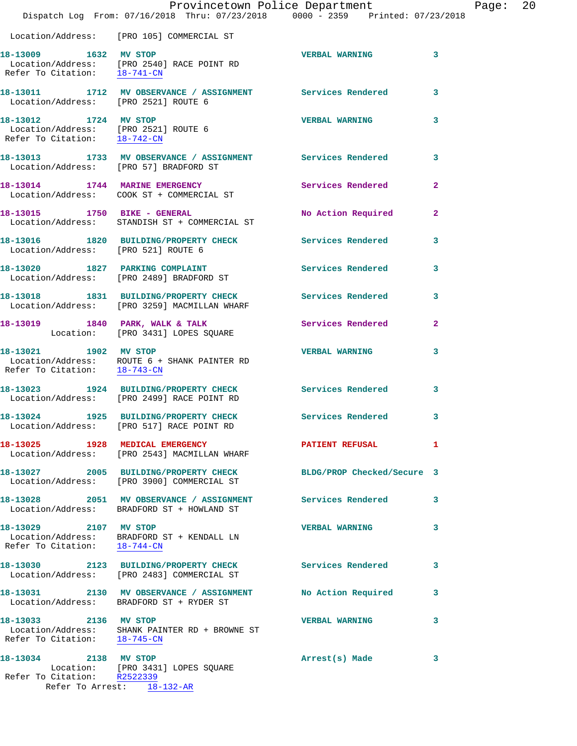Location/Address: [PRO 105] COMMERCIAL ST

**18-13009 1632 MV STOP** VERBAL WARNING 3
Location/Address: [PRO 2540] RACE POINT RD
Refer To Citation: 18-741-CN

**18-13011 1712 MV OBSERVANCE / ASSIGNMENT** Services Rendered 3
Location/Address: [PRO 2521] ROUTE 6

**18-13012 1724 MV STOP** VERBAL WARNING 3
Location/Address: [PRO 2521] ROUTE 6
Refer To Citation: 18-742-CN

**18-13013 1733 MV OBSERVANCE / ASSIGNMENT** Services Rendered 3
Location/Address: [PRO 57] BRADFORD ST

**18-13014 1744 MARINE EMERGENCY** Services Rendered 2
Location/Address: COOK ST + COMMERCIAL ST

**18-13015 1750 BIKE - GENERAL** No Action Required 2
Location/Address: STANDISH ST + COMMERCIAL ST

**18-13016 1820 BUILDING/PROPERTY CHECK** Services Rendered 3
Location/Address: [PRO 521] ROUTE 6

**18-13020 1827 PARKING COMPLAINT** Services Rendered 3
Location/Address: [PRO 2489] BRADFORD ST

**18-13018 1831 BUILDING/PROPERTY CHECK** Services Rendered 3
Location/Address: [PRO 3259] MACMILLAN WHARF

**18-13019 1840 PARK, WALK & TALK** Services Rendered 2
Location: [PRO 3431] LOPES SQUARE

**18-13021 1902 MV STOP** VERBAL WARNING 3
Location/Address: ROUTE 6 + SHANK PAINTER RD
Refer To Citation: 18-743-CN

**18-13023 1924 BUILDING/PROPERTY CHECK** Services Rendered 3
Location/Address: [PRO 2499] RACE POINT RD

**18-13024 1925 BUILDING/PROPERTY CHECK** Services Rendered 3
Location/Address: [PRO 517] RACE POINT RD

**18-13025 1928 MEDICAL EMERGENCY** PATIENT REFUSAL 1
Location/Address: [PRO 2543] MACMILLAN WHARF

**18-13027 2005 BUILDING/PROPERTY CHECK** BLDG/PROP Checked/Secure 3
Location/Address: [PRO 3900] COMMERCIAL ST

**18-13028 2051 MV OBSERVANCE / ASSIGNMENT** Services Rendered 3
Location/Address: BRADFORD ST + HOWLAND ST

**18-13029 2107 MV STOP** VERBAL WARNING 3
Location/Address: BRADFORD ST + KENDALL LN
Refer To Citation: 18-744-CN

**18-13030 2123 BUILDING/PROPERTY CHECK** Services Rendered 3
Location/Address: [PRO 2483] COMMERCIAL ST

**18-13031 2130 MV OBSERVANCE / ASSIGNMENT** No Action Required 3
Location/Address: BRADFORD ST + RYDER ST

**18-13033 2136 MV STOP** VERBAL WARNING 3
Location/Address: SHANK PAINTER RD + BROWNE ST
Refer To Citation: 18-745-CN

**18-13034 2138 MV STOP** Arrest(s) Made 3
Location: [PRO 3431] LOPES SQUARE
Refer To Citation: R2522339
Refer To Arrest: 18-132-AR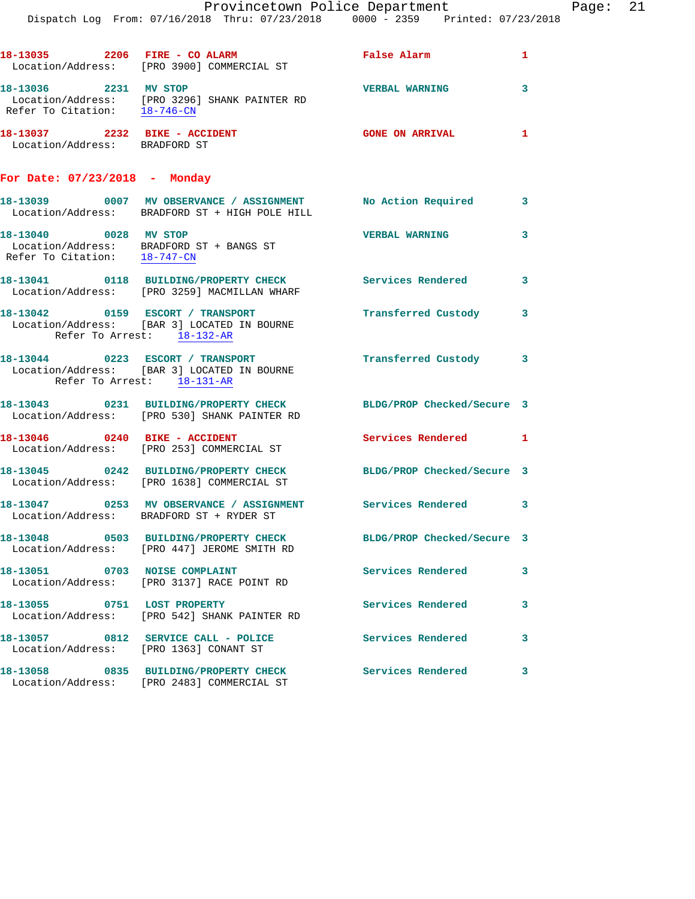18-13035 2206 FIRE - CO ALARM False Alarm 1
Location/Address: [PRO 3900] COMMERCIAL ST

18-13036 2231 MV STOP VERBAL WARNING 3
Location/Address: [PRO 3296] SHANK PAINTER RD
Refer To Citation: 18-746-CN

18-13037 2232 BIKE - ACCIDENT GONE ON ARRIVAL 1
Location/Address: BRADFORD ST

**For Date: 07/23/2018 - Monday**

18-13039 0007 MV OBSERVANCE / ASSIGNMENT No Action Required 3
Location/Address: BRADFORD ST + HIGH POLE HILL

18-13040 0028 MV STOP VERBAL WARNING 3
Location/Address: BRADFORD ST + BANGS ST
Refer To Citation: 18-747-CN

18-13041 0118 BUILDING/PROPERTY CHECK Services Rendered 3
Location/Address: [PRO 3259] MACMILLAN WHARF

18-13042 0159 ESCORT / TRANSPORT Transferred Custody 3
Location/Address: [BAR 3] LOCATED IN BOURNE
Refer To Arrest: 18-132-AR

18-13044 0223 ESCORT / TRANSPORT Transferred Custody 3
Location/Address: [BAR 3] LOCATED IN BOURNE
Refer To Arrest: 18-131-AR

18-13043 0231 BUILDING/PROPERTY CHECK BLDG/PROP Checked/Secure 3
Location/Address: [PRO 530] SHANK PAINTER RD

18-13046 0240 BIKE - ACCIDENT Services Rendered 1
Location/Address: [PRO 253] COMMERCIAL ST

18-13045 0242 BUILDING/PROPERTY CHECK BLDG/PROP Checked/Secure 3
Location/Address: [PRO 1638] COMMERCIAL ST

18-13047 0253 MV OBSERVANCE / ASSIGNMENT Services Rendered 3
Location/Address: BRADFORD ST + RYDER ST

18-13048 0503 BUILDING/PROPERTY CHECK BLDG/PROP Checked/Secure 3
Location/Address: [PRO 447] JEROME SMITH RD

18-13051 0703 NOISE COMPLAINT Services Rendered 3
Location/Address: [PRO 3137] RACE POINT RD

18-13055 0751 LOST PROPERTY Services Rendered 3
Location/Address: [PRO 542] SHANK PAINTER RD

18-13057 0812 SERVICE CALL - POLICE Services Rendered 3
Location/Address: [PRO 1363] CONANT ST

18-13058 0835 BUILDING/PROPERTY CHECK Services Rendered 3
Location/Address: [PRO 2483] COMMERCIAL ST